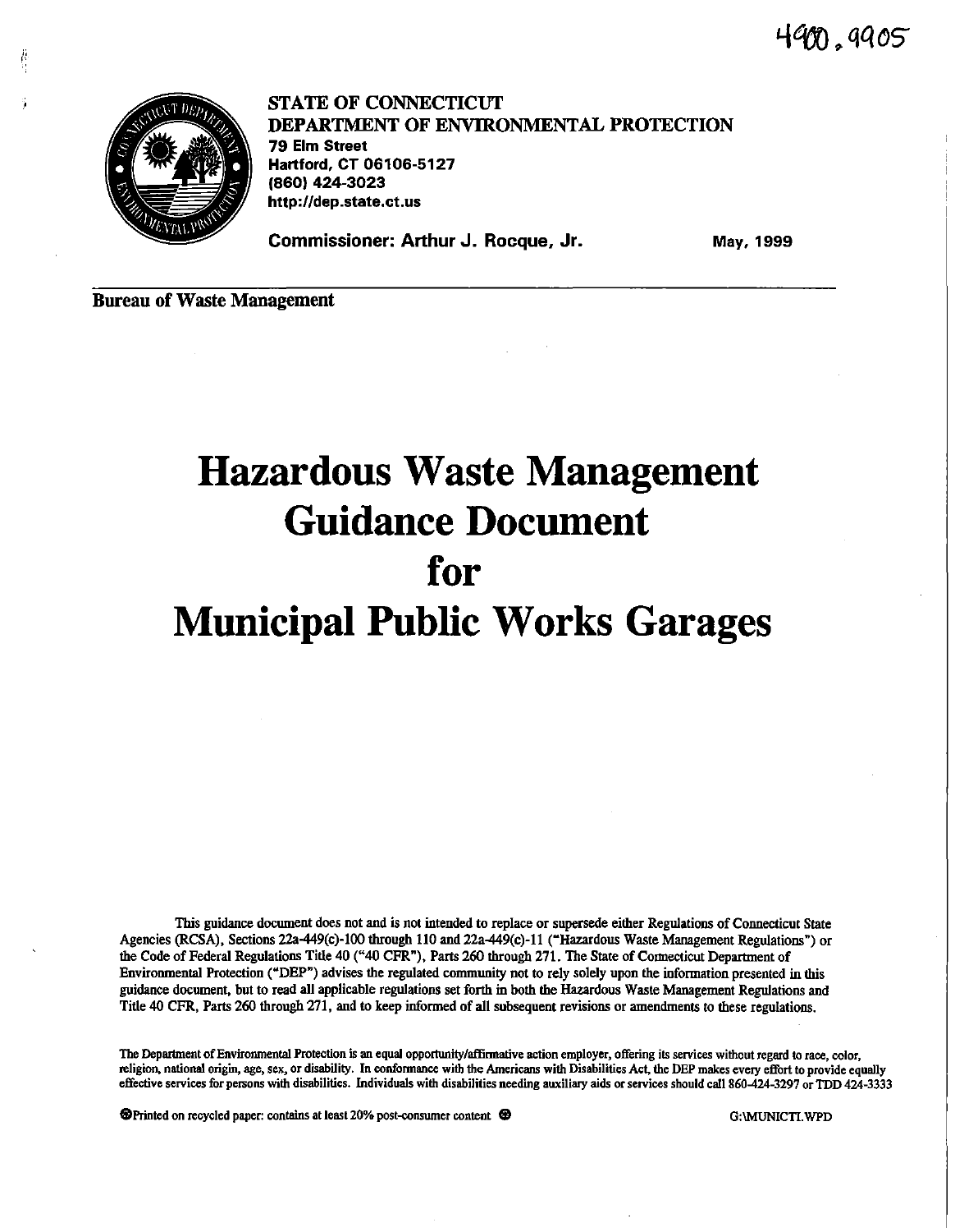4900.9905

**STATE OF CONNECTICUT**
**DEPARTMENT OF ENVIRONMENTAL PROTECTION**
**79 Elm Street**
**Hartford, CT 06106-5127**
**(860) 424-3023**
**http://dep.state.ct.us**

**Commissioner: Arthur J. Rocque, Jr.**

**May, 1999**

**Bureau of Waste Management**

# Hazardous Waste Management Guidance Document for Municipal Public Works Garages

This guidance document does not and is not intended to replace or supersede either Regulations of Connecticut State Agencies (RCSA), Sections 22a-449(c)-100 through 110 and 22a-449(c)-11 ("Hazardous Waste Management Regulations") or the Code of Federal Regulations Title 40 ("40 CFR"), Parts 260 through 271. The State of Connecticut Department of Environmental Protection ("DEP") advises the regulated community not to rely solely upon the information presented in this guidance document, but to read all applicable regulations set forth in both the Hazardous Waste Management Regulations and Title 40 CFR, Parts 260 through 271, and to keep informed of all subsequent revisions or amendments to these regulations.

The Department of Environmental Protection is an equal opportunity/affirmative action employer, offering its services without regard to race, color, religion, national origin, age, sex, or disability. In conformance with the Americans with Disabilities Act, the DEP makes every effort to provide equally effective services for persons with disabilities. Individuals with disabilities needing auxiliary aids or services should call 860-424-3297 or TDD 424-3333

Printed on recycled paper: contains at least 20% post-consumer content

G:\MUNICTI.WPD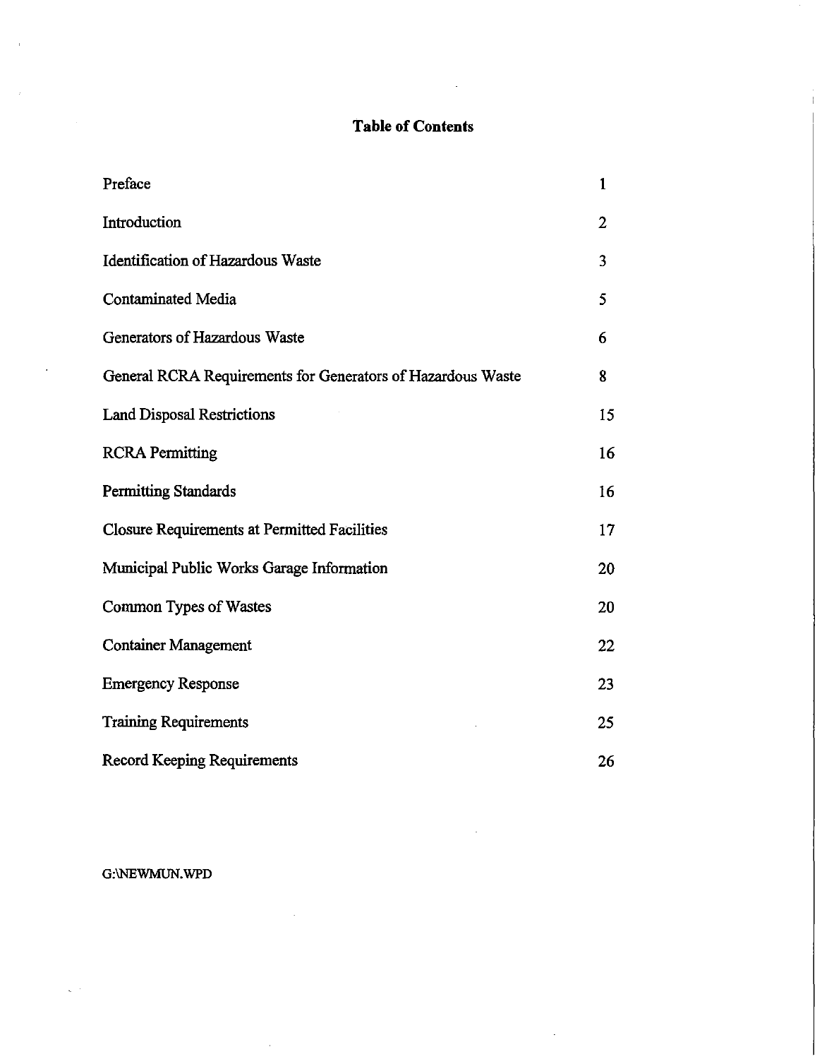# Table of Contents

| | |
|---|---|
| Preface | 1 |
| Introduction | 2 |
| Identification of Hazardous Waste | 3 |
| Contaminated Media | 5 |
| Generators of Hazardous Waste | 6 |
| General RCRA Requirements for Generators of Hazardous Waste | 8 |
| Land Disposal Restrictions | 15 |
| RCRA Permitting | 16 |
| Permitting Standards | 16 |
| Closure Requirements at Permitted Facilities | 17 |
| Municipal Public Works Garage Information | 20 |
| Common Types of Wastes | 20 |
| Container Management | 22 |
| Emergency Response | 23 |
| Training Requirements | 25 |
| Record Keeping Requirements | 26 |

G:\NEWMUN.WPD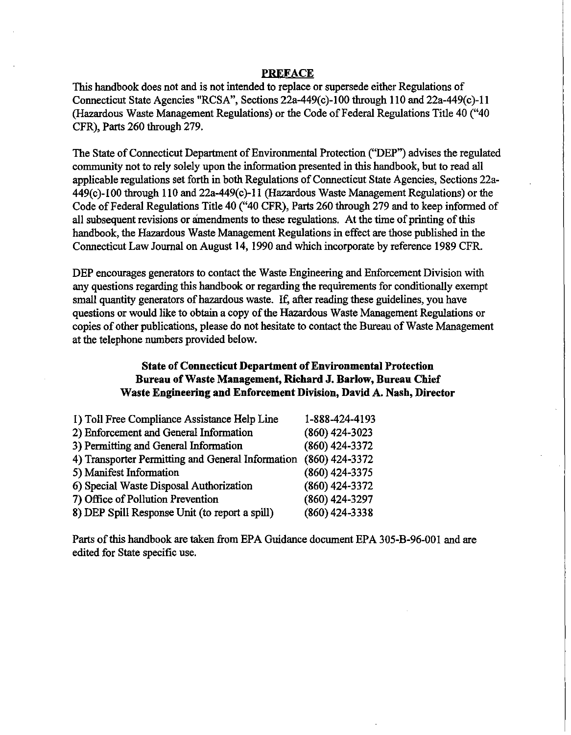## PREFACE

This handbook does not and is not intended to replace or supersede either Regulations of Connecticut State Agencies "RCSA", Sections 22a-449(c)-100 through 110 and 22a-449(c)-11 (Hazardous Waste Management Regulations) or the Code of Federal Regulations Title 40 ("40 CFR), Parts 260 through 279.

The State of Connecticut Department of Environmental Protection ("DEP") advises the regulated community not to rely solely upon the information presented in this handbook, but to read all applicable regulations set forth in both Regulations of Connecticut State Agencies, Sections 22a-449(c)-100 through 110 and 22a-449(c)-11 (Hazardous Waste Management Regulations) or the Code of Federal Regulations Title 40 ("40 CFR), Parts 260 through 279 and to keep informed of all subsequent revisions or amendments to these regulations. At the time of printing of this handbook, the Hazardous Waste Management Regulations in effect are those published in the Connecticut Law Journal on August 14, 1990 and which incorporate by reference 1989 CFR.

DEP encourages generators to contact the Waste Engineering and Enforcement Division with any questions regarding this handbook or regarding the requirements for conditionally exempt small quantity generators of hazardous waste. If, after reading these guidelines, you have questions or would like to obtain a copy of the Hazardous Waste Management Regulations or copies of other publications, please do not hesitate to contact the Bureau of Waste Management at the telephone numbers provided below.

**State of Connecticut Department of Environmental Protection**
**Bureau of Waste Management, Richard J. Barlow, Bureau Chief**
**Waste Engineering and Enforcement Division, David A. Nash, Director**

| | |
|---|---|
| 1) Toll Free Compliance Assistance Help Line | 1-888-424-4193 |
| 2) Enforcement and General Information | (860) 424-3023 |
| 3) Permitting and General Information | (860) 424-3372 |
| 4) Transporter Permitting and General Information | (860) 424-3372 |
| 5) Manifest Information | (860) 424-3375 |
| 6) Special Waste Disposal Authorization | (860) 424-3372 |
| 7) Office of Pollution Prevention | (860) 424-3297 |
| 8) DEP Spill Response Unit (to report a spill) | (860) 424-3338 |

Parts of this handbook are taken from EPA Guidance document EPA 305-B-96-001 and are edited for State specific use.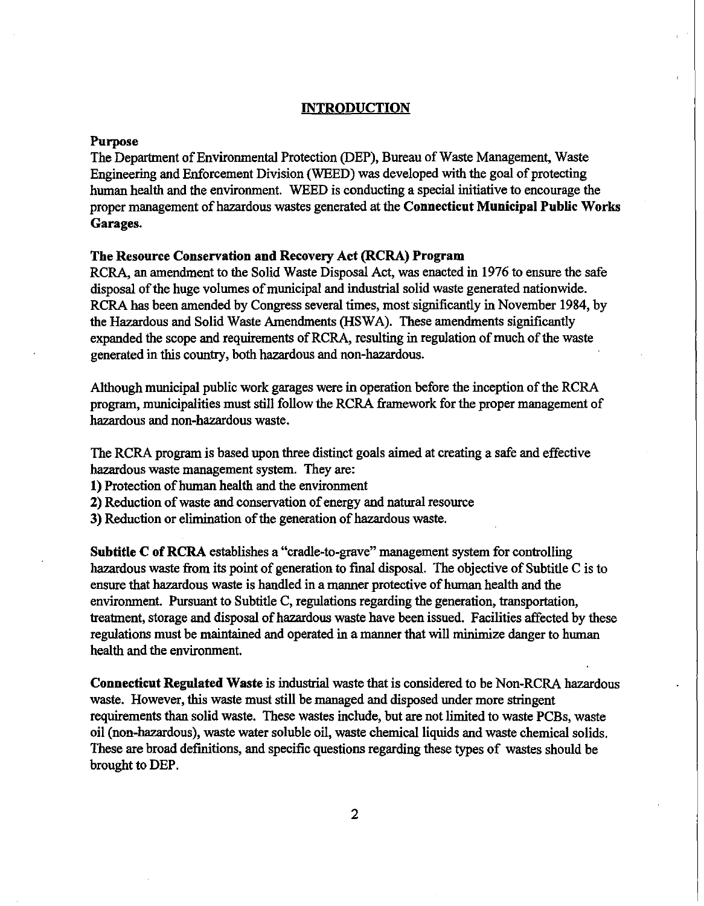## INTRODUCTION

### Purpose

The Department of Environmental Protection (DEP), Bureau of Waste Management, Waste Engineering and Enforcement Division (WEED) was developed with the goal of protecting human health and the environment. WEED is conducting a special initiative to encourage the proper management of hazardous wastes generated at the **Connecticut Municipal Public Works Garages.**

### The Resource Conservation and Recovery Act (RCRA) Program

RCRA, an amendment to the Solid Waste Disposal Act, was enacted in 1976 to ensure the safe disposal of the huge volumes of municipal and industrial solid waste generated nationwide. RCRA has been amended by Congress several times, most significantly in November 1984, by the Hazardous and Solid Waste Amendments (HSWA). These amendments significantly expanded the scope and requirements of RCRA, resulting in regulation of much of the waste generated in this country, both hazardous and non-hazardous.

Although municipal public work garages were in operation before the inception of the RCRA program, municipalities must still follow the RCRA framework for the proper management of hazardous and non-hazardous waste.

The RCRA program is based upon three distinct goals aimed at creating a safe and effective hazardous waste management system. They are:

**1)** Protection of human health and the environment
**2)** Reduction of waste and conservation of energy and natural resource
**3)** Reduction or elimination of the generation of hazardous waste.

**Subtitle C of RCRA** establishes a "cradle-to-grave" management system for controlling hazardous waste from its point of generation to final disposal. The objective of Subtitle C is to ensure that hazardous waste is handled in a manner protective of human health and the environment. Pursuant to Subtitle C, regulations regarding the generation, transportation, treatment, storage and disposal of hazardous waste have been issued. Facilities affected by these regulations must be maintained and operated in a manner that will minimize danger to human health and the environment.

**Connecticut Regulated Waste** is industrial waste that is considered to be Non-RCRA hazardous waste. However, this waste must still be managed and disposed under more stringent requirements than solid waste. These wastes include, but are not limited to waste PCBs, waste oil (non-hazardous), waste water soluble oil, waste chemical liquids and waste chemical solids. These are broad definitions, and specific questions regarding these types of wastes should be brought to DEP.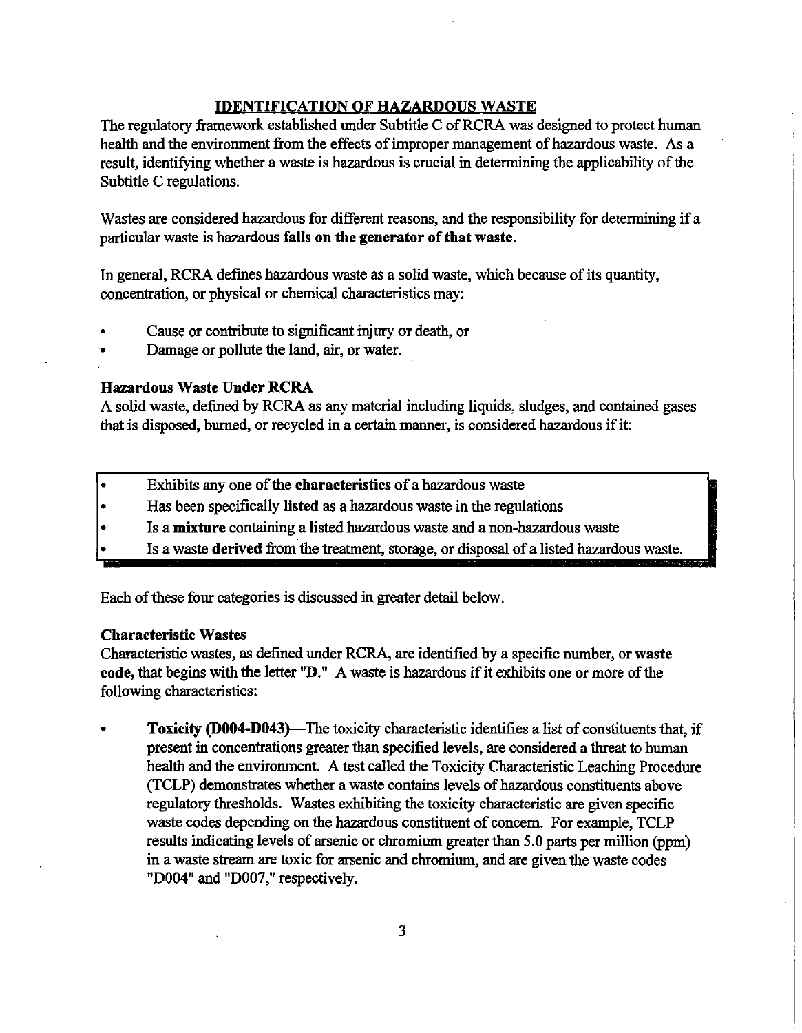## IDENTIFICATION OF HAZARDOUS WASTE

The regulatory framework established under Subtitle C of RCRA was designed to protect human health and the environment from the effects of improper management of hazardous waste. As a result, identifying whether a waste is hazardous is crucial in determining the applicability of the Subtitle C regulations.

Wastes are considered hazardous for different reasons, and the responsibility for determining if a particular waste is hazardous **falls on the generator of that waste.**

In general, RCRA defines hazardous waste as a solid waste, which because of its quantity, concentration, or physical or chemical characteristics may:

- Cause or contribute to significant injury or death, or
- Damage or pollute the land, air, or water.

### Hazardous Waste Under RCRA

A solid waste, defined by RCRA as any material including liquids, sludges, and contained gases that is disposed, burned, or recycled in a certain manner, is considered hazardous if it:

- Exhibits any one of the **characteristics** of a hazardous waste
- Has been specifically **listed** as a hazardous waste in the regulations
- Is a **mixture** containing a listed hazardous waste and a non-hazardous waste
- Is a waste **derived** from the treatment, storage, or disposal of a listed hazardous waste.

Each of these four categories is discussed in greater detail below.

### Characteristic Wastes

Characteristic wastes, as defined under RCRA, are identified by a specific number, or **waste code,** that begins with the letter **"D."** A waste is hazardous if it exhibits one or more of the following characteristics:

- **Toxicity (D004-D043)**—The toxicity characteristic identifies a list of constituents that, if present in concentrations greater than specified levels, are considered a threat to human health and the environment. A test called the Toxicity Characteristic Leaching Procedure (TCLP) demonstrates whether a waste contains levels of hazardous constituents above regulatory thresholds. Wastes exhibiting the toxicity characteristic are given specific waste codes depending on the hazardous constituent of concern. For example, TCLP results indicating levels of arsenic or chromium greater than 5.0 parts per million (ppm) in a waste stream are toxic for arsenic and chromium, and are given the waste codes "D004" and "D007," respectively.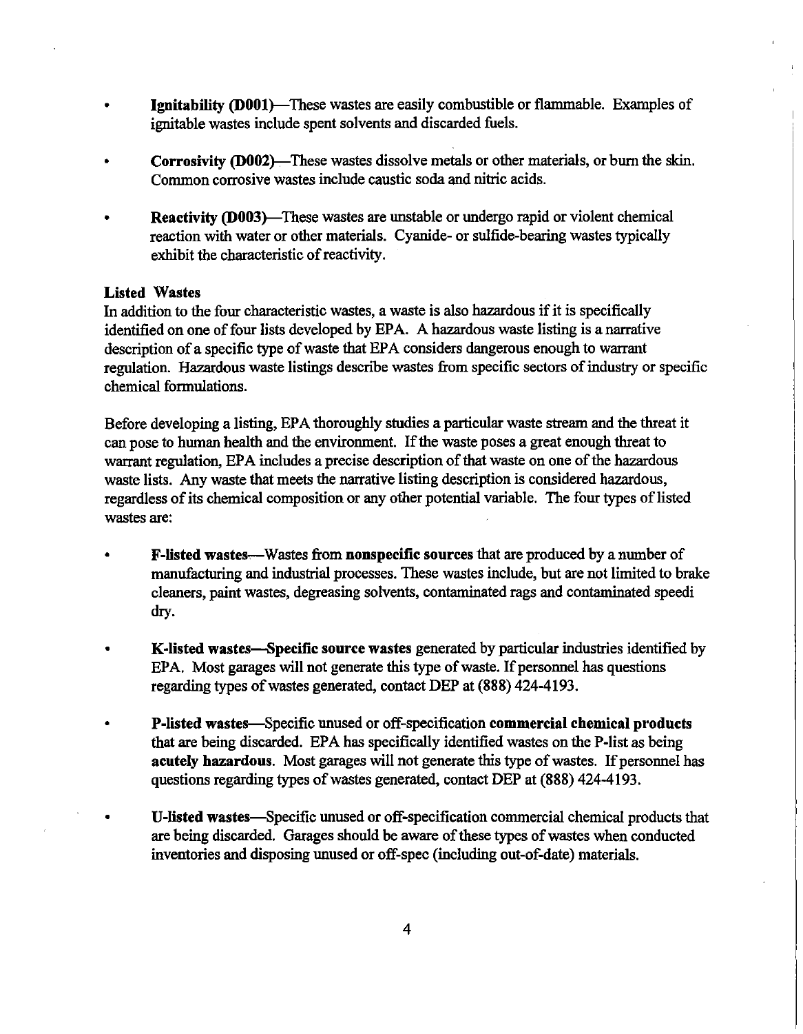- **Ignitability (D001)**—These wastes are easily combustible or flammable. Examples of ignitable wastes include spent solvents and discarded fuels.

- **Corrosivity (D002)**—These wastes dissolve metals or other materials, or burn the skin. Common corrosive wastes include caustic soda and nitric acids.

- **Reactivity (D003)**—These wastes are unstable or undergo rapid or violent chemical reaction with water or other materials. Cyanide- or sulfide-bearing wastes typically exhibit the characteristic of reactivity.

**Listed Wastes**

In addition to the four characteristic wastes, a waste is also hazardous if it is specifically identified on one of four lists developed by EPA. A hazardous waste listing is a narrative description of a specific type of waste that EPA considers dangerous enough to warrant regulation. Hazardous waste listings describe wastes from specific sectors of industry or specific chemical formulations.

Before developing a listing, EPA thoroughly studies a particular waste stream and the threat it can pose to human health and the environment. If the waste poses a great enough threat to warrant regulation, EPA includes a precise description of that waste on one of the hazardous waste lists. Any waste that meets the narrative listing description is considered hazardous, regardless of its chemical composition or any other potential variable. The four types of listed wastes are:

- **F-listed wastes**—Wastes from **nonspecific sources** that are produced by a number of manufacturing and industrial processes. These wastes include, but are not limited to brake cleaners, paint wastes, degreasing solvents, contaminated rags and contaminated speedi dry.

- **K-listed wastes—Specific source wastes** generated by particular industries identified by EPA. Most garages will not generate this type of waste. If personnel has questions regarding types of wastes generated, contact DEP at (888) 424-4193.

- **P-listed wastes**—Specific unused or off-specification **commercial chemical products** that are being discarded. EPA has specifically identified wastes on the P-list as being **acutely hazardous**. Most garages will not generate this type of wastes. If personnel has questions regarding types of wastes generated, contact DEP at (888) 424-4193.

- **U-listed wastes**—Specific unused or off-specification commercial chemical products that are being discarded. Garages should be aware of these types of wastes when conducted inventories and disposing unused or off-spec (including out-of-date) materials.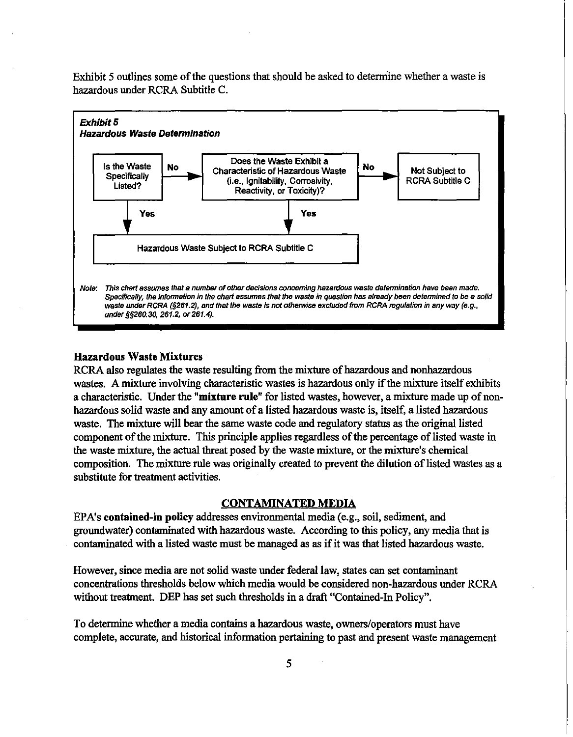Exhibit 5 outlines some of the questions that should be asked to determine whether a waste is hazardous under RCRA Subtitle C.

***Exhibit 5***
***Hazardous Waste Determination***

Is the Waste Specifically Listed? — **No** → Does the Waste Exhibit a Characteristic of Hazardous Waste (i.e., Ignitability, Corrosivity, Reactivity, or Toxicity)? — **No** → Not Subject to RCRA Subtitle C

Is the Waste Specifically Listed? — **Yes** → Hazardous Waste Subject to RCRA Subtitle C

Does the Waste Exhibit a Characteristic of Hazardous Waste? — **Yes** → Hazardous Waste Subject to RCRA Subtitle C

*Note: This chart assumes that a number of other decisions concerning hazardous waste determination have been made. Specifically, the information in the chart assumes that the waste in question has already been determined to be a solid waste under RCRA (§261.2), and that the waste is not otherwise excluded from RCRA regulation in any way (e.g., under §§260.30, 261.2, or 261.4).*

**Hazardous Waste Mixtures**

RCRA also regulates the waste resulting from the mixture of hazardous and nonhazardous wastes. A mixture involving characteristic wastes is hazardous only if the mixture itself exhibits a characteristic. Under the **"mixture rule"** for listed wastes, however, a mixture made up of non-hazardous solid waste and any amount of a listed hazardous waste is, itself, a listed hazardous waste. The mixture will bear the same waste code and regulatory status as the original listed component of the mixture. This principle applies regardless of the percentage of listed waste in the waste mixture, the actual threat posed by the waste mixture, or the mixture's chemical composition. The mixture rule was originally created to prevent the dilution of listed wastes as a substitute for treatment activities.

## CONTAMINATED MEDIA

EPA's **contained-in policy** addresses environmental media (e.g., soil, sediment, and groundwater) contaminated with hazardous waste. According to this policy, any media that is contaminated with a listed waste must be managed as as if it was that listed hazardous waste.

However, since media are not solid waste under federal law, states can set contaminant concentrations thresholds below which media would be considered non-hazardous under RCRA without treatment. DEP has set such thresholds in a draft "Contained-In Policy".

To determine whether a media contains a hazardous waste, owners/operators must have complete, accurate, and historical information pertaining to past and present waste management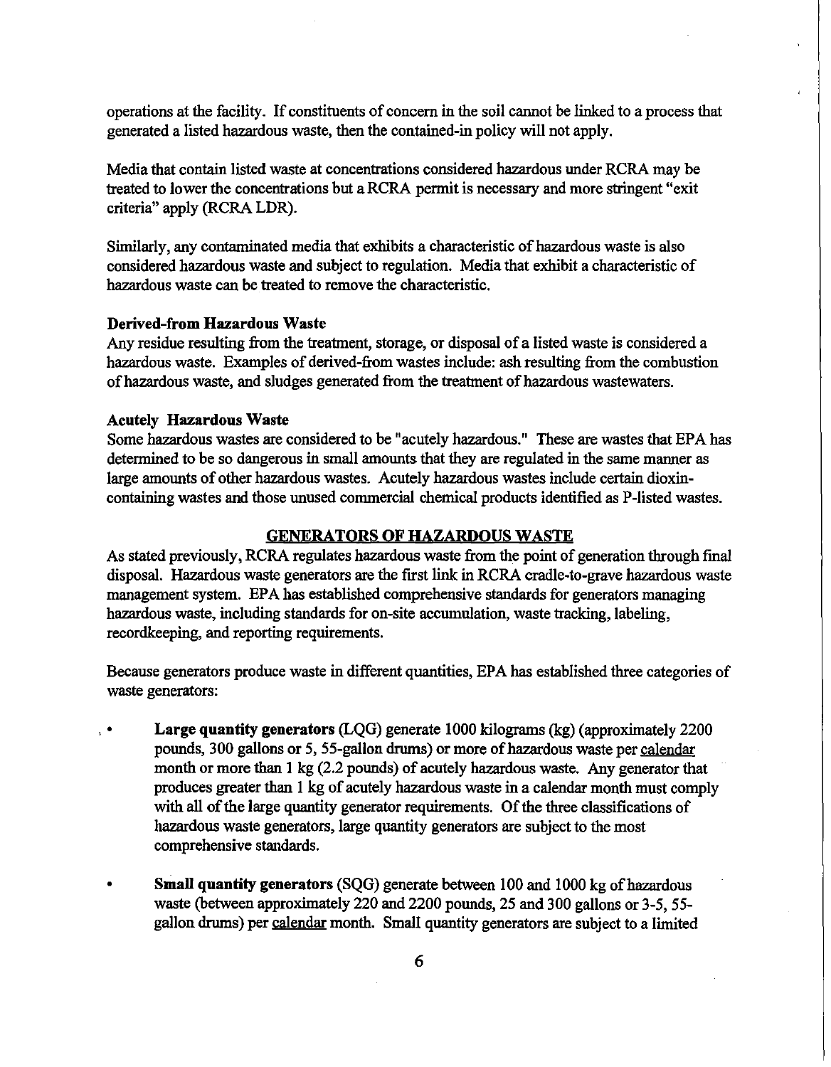operations at the facility. If constituents of concern in the soil cannot be linked to a process that generated a listed hazardous waste, then the contained-in policy will not apply.

Media that contain listed waste at concentrations considered hazardous under RCRA may be treated to lower the concentrations but a RCRA permit is necessary and more stringent "exit criteria" apply (RCRA LDR).

Similarly, any contaminated media that exhibits a characteristic of hazardous waste is also considered hazardous waste and subject to regulation. Media that exhibit a characteristic of hazardous waste can be treated to remove the characteristic.

**Derived-from Hazardous Waste**
Any residue resulting from the treatment, storage, or disposal of a listed waste is considered a hazardous waste. Examples of derived-from wastes include: ash resulting from the combustion of hazardous waste, and sludges generated from the treatment of hazardous wastewaters.

**Acutely Hazardous Waste**
Some hazardous wastes are considered to be "acutely hazardous." These are wastes that EPA has determined to be so dangerous in small amounts that they are regulated in the same manner as large amounts of other hazardous wastes. Acutely hazardous wastes include certain dioxin-containing wastes and those unused commercial chemical products identified as P-listed wastes.

## GENERATORS OF HAZARDOUS WASTE

As stated previously, RCRA regulates hazardous waste from the point of generation through final disposal. Hazardous waste generators are the first link in RCRA cradle-to-grave hazardous waste management system. EPA has established comprehensive standards for generators managing hazardous waste, including standards for on-site accumulation, waste tracking, labeling, recordkeeping, and reporting requirements.

Because generators produce waste in different quantities, EPA has established three categories of waste generators:

- **Large quantity generators** (LQG) generate 1000 kilograms (kg) (approximately 2200 pounds, 300 gallons or 5, 55-gallon drums) or more of hazardous waste per calendar month or more than 1 kg (2.2 pounds) of acutely hazardous waste. Any generator that produces greater than 1 kg of acutely hazardous waste in a calendar month must comply with all of the large quantity generator requirements. Of the three classifications of hazardous waste generators, large quantity generators are subject to the most comprehensive standards.

- **Small quantity generators** (SQG) generate between 100 and 1000 kg of hazardous waste (between approximately 220 and 2200 pounds, 25 and 300 gallons or 3-5, 55-gallon drums) per calendar month. Small quantity generators are subject to a limited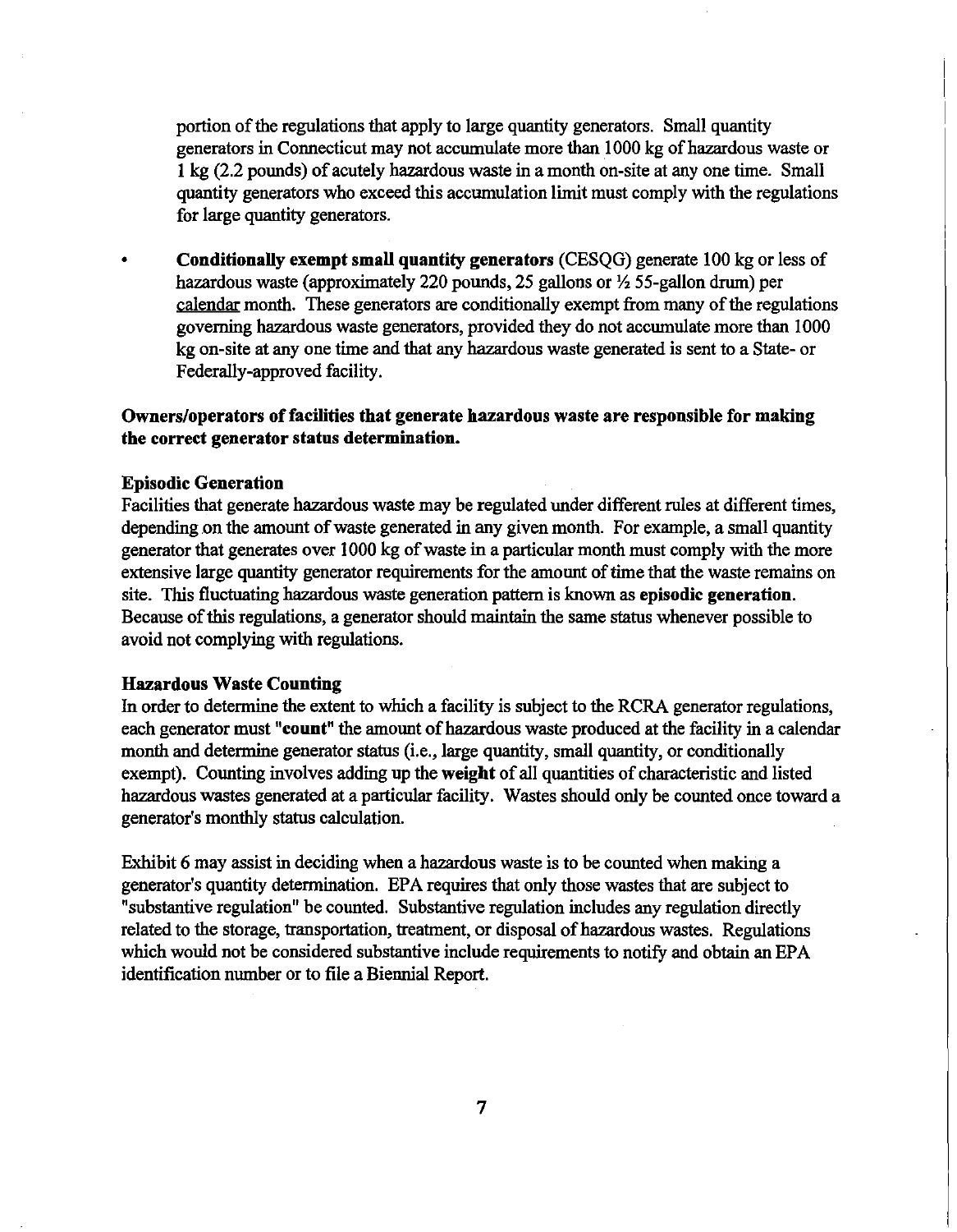portion of the regulations that apply to large quantity generators. Small quantity generators in Connecticut may not accumulate more than 1000 kg of hazardous waste or 1 kg (2.2 pounds) of acutely hazardous waste in a month on-site at any one time. Small quantity generators who exceed this accumulation limit must comply with the regulations for large quantity generators.

- **Conditionally exempt small quantity generators** (CESQG) generate 100 kg or less of hazardous waste (approximately 220 pounds, 25 gallons or ½ 55-gallon drum) per calendar month. These generators are conditionally exempt from many of the regulations governing hazardous waste generators, provided they do not accumulate more than 1000 kg on-site at any one time and that any hazardous waste generated is sent to a State- or Federally-approved facility.

**Owners/operators of facilities that generate hazardous waste are responsible for making the correct generator status determination.**

### Episodic Generation

Facilities that generate hazardous waste may be regulated under different rules at different times, depending on the amount of waste generated in any given month. For example, a small quantity generator that generates over 1000 kg of waste in a particular month must comply with the more extensive large quantity generator requirements for the amount of time that the waste remains on site. This fluctuating hazardous waste generation pattern is known as **episodic generation**. Because of this regulations, a generator should maintain the same status whenever possible to avoid not complying with regulations.

### Hazardous Waste Counting

In order to determine the extent to which a facility is subject to the RCRA generator regulations, each generator must "**count**" the amount of hazardous waste produced at the facility in a calendar month and determine generator status (i.e., large quantity, small quantity, or conditionally exempt). Counting involves adding up the **weight** of all quantities of characteristic and listed hazardous wastes generated at a particular facility. Wastes should only be counted once toward a generator's monthly status calculation.

Exhibit 6 may assist in deciding when a hazardous waste is to be counted when making a generator's quantity determination. EPA requires that only those wastes that are subject to "substantive regulation" be counted. Substantive regulation includes any regulation directly related to the storage, transportation, treatment, or disposal of hazardous wastes. Regulations which would not be considered substantive include requirements to notify and obtain an EPA identification number or to file a Biennial Report.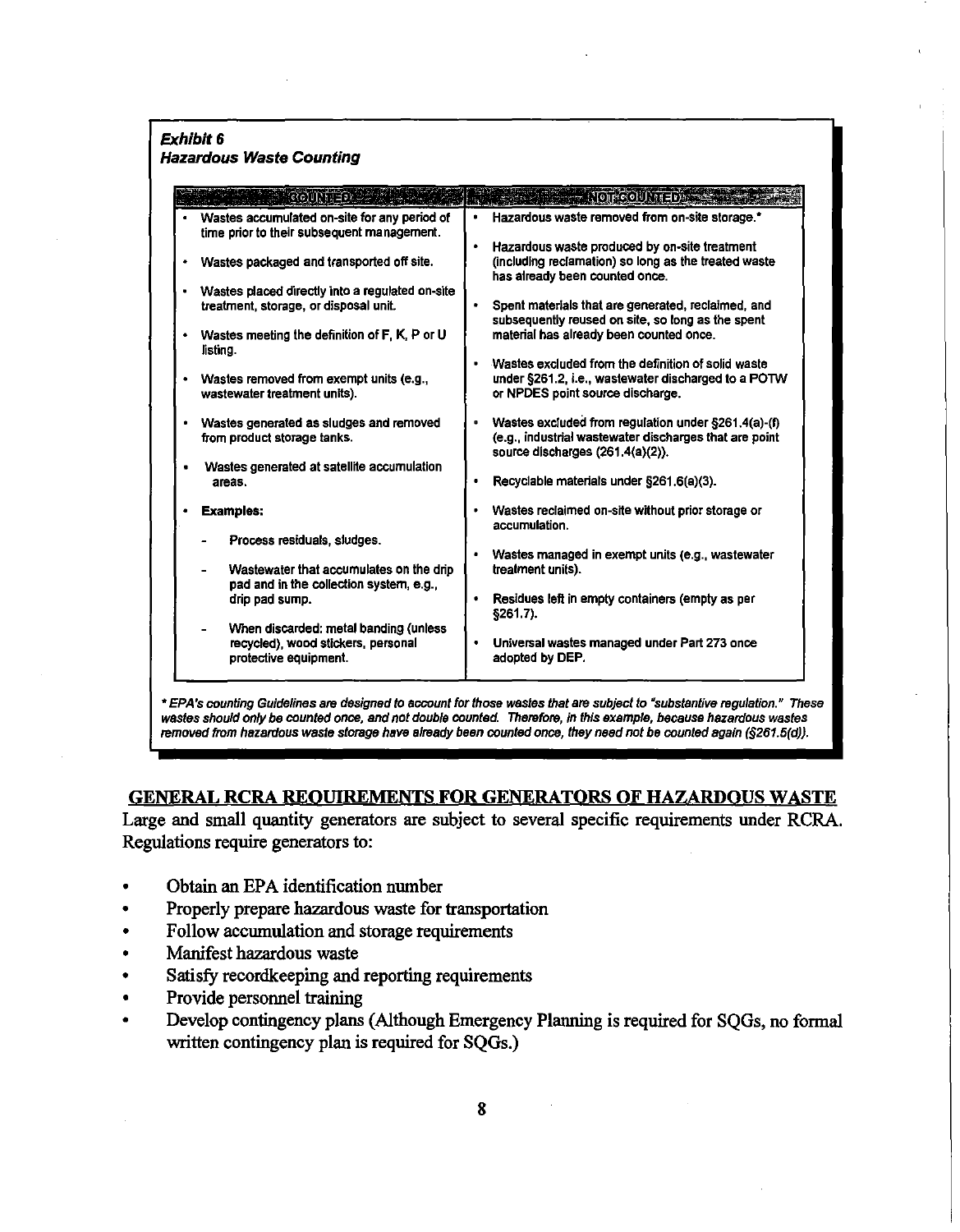***Exhibit 6***
***Hazardous Waste Counting***

| COUNTED | NOT COUNTED |
|---|---|
| • Wastes accumulated on-site for any period of time prior to their subsequent management.<br>• Wastes packaged and transported off site.<br>• Wastes placed directly into a regulated on-site treatment, storage, or disposal unit.<br>• Wastes meeting the definition of F, K, P or U listing.<br>• Wastes removed from exempt units (e.g., wastewater treatment units).<br>• Wastes generated as sludges and removed from product storage tanks.<br>• Wastes generated at satellite accumulation areas.<br>• **Examples:**<br>- Process residuals, sludges.<br>- Wastewater that accumulates on the drip pad and in the collection system, e.g., drip pad sump.<br>- When discarded: metal banding (unless recycled), wood stickers, personal protective equipment. | • Hazardous waste removed from on-site storage.*<br>• Hazardous waste produced by on-site treatment (including reclamation) so long as the treated waste has already been counted once.<br>• Spent materials that are generated, reclaimed, and subsequently reused on site, so long as the spent material has already been counted once.<br>• Wastes excluded from the definition of solid waste under §261.2, i.e., wastewater discharged to a POTW or NPDES point source discharge.<br>• Wastes excluded from regulation under §261.4(a)-(f) (e.g., industrial wastewater discharges that are point source discharges (261.4(a)(2)).<br>• Recyclable materials under §261.6(a)(3).<br>• Wastes reclaimed on-site without prior storage or accumulation.<br>• Wastes managed in exempt units (e.g., wastewater treatment units).<br>• Residues left in empty containers (empty as per §261.7).<br>• Universal wastes managed under Part 273 once adopted by DEP. |

*\* EPA's counting Guidelines are designed to account for those wastes that are subject to "substantive regulation." These wastes should only be counted once, and not double counted. Therefore, in this example, because hazardous wastes removed from hazardous waste storage have already been counted once, they need not be counted again (§261.5(d)).*

## GENERAL RCRA REQUIREMENTS FOR GENERATORS OF HAZARDOUS WASTE

Large and small quantity generators are subject to several specific requirements under RCRA. Regulations require generators to:

- Obtain an EPA identification number
- Properly prepare hazardous waste for transportation
- Follow accumulation and storage requirements
- Manifest hazardous waste
- Satisfy recordkeeping and reporting requirements
- Provide personnel training
- Develop contingency plans (Although Emergency Planning is required for SQGs, no formal written contingency plan is required for SQGs.)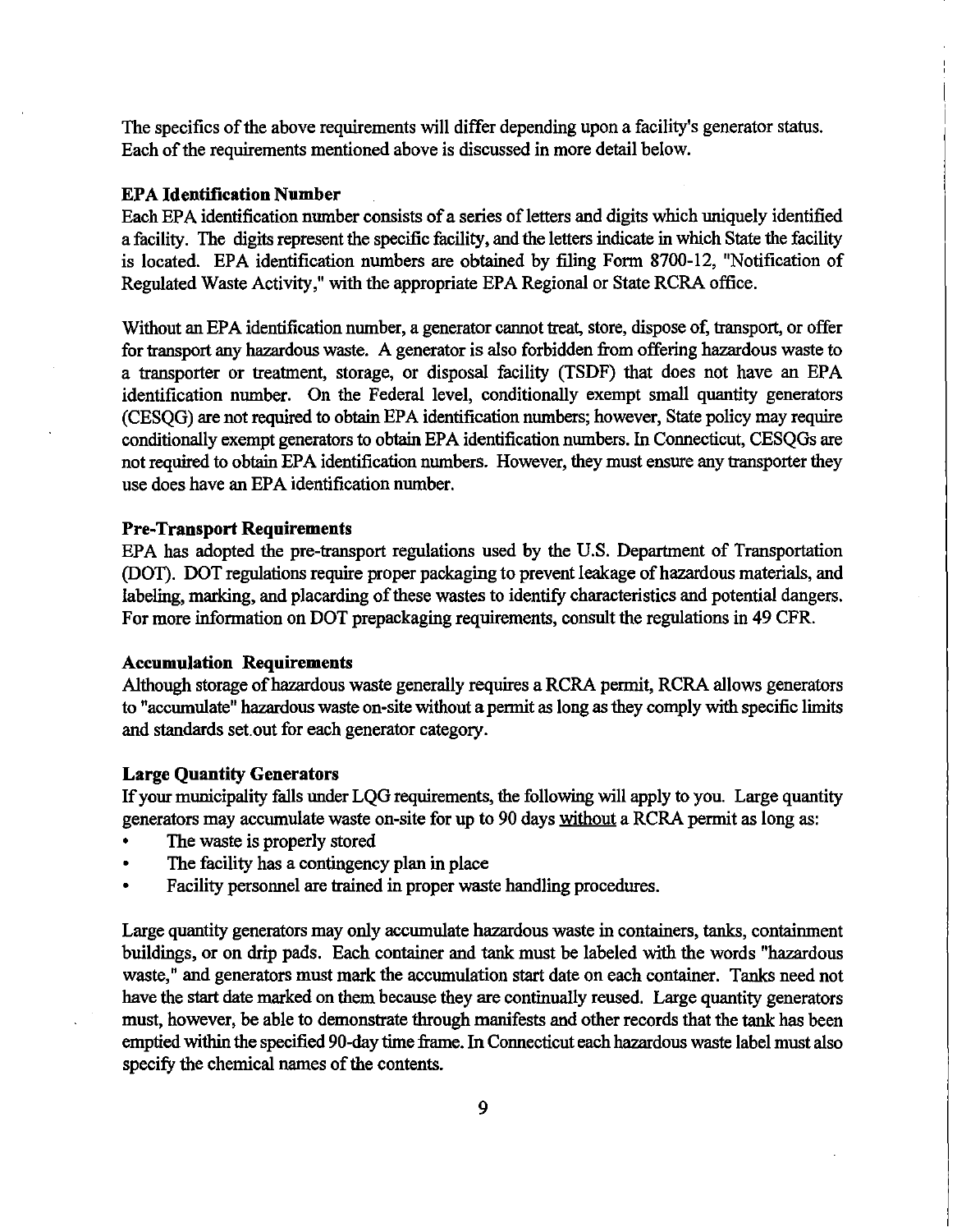The specifics of the above requirements will differ depending upon a facility's generator status. Each of the requirements mentioned above is discussed in more detail below.

### EPA Identification Number

Each EPA identification number consists of a series of letters and digits which uniquely identified a facility. The digits represent the specific facility, and the letters indicate in which State the facility is located. EPA identification numbers are obtained by filing Form 8700-12, "Notification of Regulated Waste Activity," with the appropriate EPA Regional or State RCRA office.

Without an EPA identification number, a generator cannot treat, store, dispose of, transport, or offer for transport any hazardous waste. A generator is also forbidden from offering hazardous waste to a transporter or treatment, storage, or disposal facility (TSDF) that does not have an EPA identification number. On the Federal level, conditionally exempt small quantity generators (CESQG) are not required to obtain EPA identification numbers; however, State policy may require conditionally exempt generators to obtain EPA identification numbers. In Connecticut, CESQGs are not required to obtain EPA identification numbers. However, they must ensure any transporter they use does have an EPA identification number.

### Pre-Transport Requirements

EPA has adopted the pre-transport regulations used by the U.S. Department of Transportation (DOT). DOT regulations require proper packaging to prevent leakage of hazardous materials, and labeling, marking, and placarding of these wastes to identify characteristics and potential dangers. For more information on DOT prepackaging requirements, consult the regulations in 49 CFR.

### Accumulation Requirements

Although storage of hazardous waste generally requires a RCRA permit, RCRA allows generators to "accumulate" hazardous waste on-site without a permit as long as they comply with specific limits and standards set out for each generator category.

### Large Quantity Generators

If your municipality falls under LQG requirements, the following will apply to you. Large quantity generators may accumulate waste on-site for up to 90 days <u>without</u> a RCRA permit as long as:

- The waste is properly stored
- The facility has a contingency plan in place
- Facility personnel are trained in proper waste handling procedures.

Large quantity generators may only accumulate hazardous waste in containers, tanks, containment buildings, or on drip pads. Each container and tank must be labeled with the words "hazardous waste," and generators must mark the accumulation start date on each container. Tanks need not have the start date marked on them because they are continually reused. Large quantity generators must, however, be able to demonstrate through manifests and other records that the tank has been emptied within the specified 90-day time frame. In Connecticut each hazardous waste label must also specify the chemical names of the contents.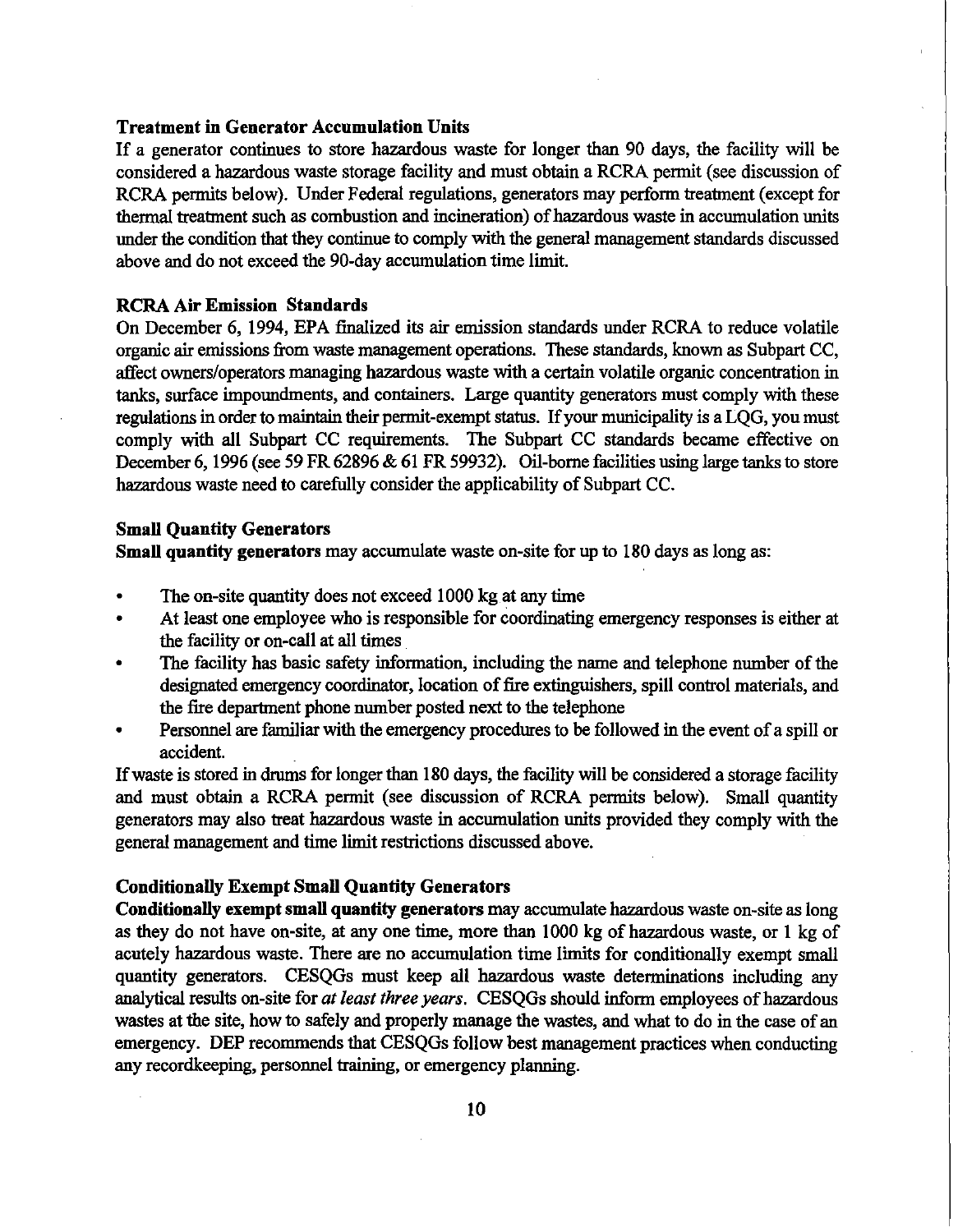### Treatment in Generator Accumulation Units

If a generator continues to store hazardous waste for longer than 90 days, the facility will be considered a hazardous waste storage facility and must obtain a RCRA permit (see discussion of RCRA permits below). Under Federal regulations, generators may perform treatment (except for thermal treatment such as combustion and incineration) of hazardous waste in accumulation units under the condition that they continue to comply with the general management standards discussed above and do not exceed the 90-day accumulation time limit.

### RCRA Air Emission Standards

On December 6, 1994, EPA finalized its air emission standards under RCRA to reduce volatile organic air emissions from waste management operations. These standards, known as Subpart CC, affect owners/operators managing hazardous waste with a certain volatile organic concentration in tanks, surface impoundments, and containers. Large quantity generators must comply with these regulations in order to maintain their permit-exempt status. If your municipality is a LQG, you must comply with all Subpart CC requirements. The Subpart CC standards became effective on December 6, 1996 (see 59 FR 62896 & 61 FR 59932). Oil-borne facilities using large tanks to store hazardous waste need to carefully consider the applicability of Subpart CC.

### Small Quantity Generators

**Small quantity generators** may accumulate waste on-site for up to 180 days as long as:

- The on-site quantity does not exceed 1000 kg at any time
- At least one employee who is responsible for coordinating emergency responses is either at the facility or on-call at all times
- The facility has basic safety information, including the name and telephone number of the designated emergency coordinator, location of fire extinguishers, spill control materials, and the fire department phone number posted next to the telephone
- Personnel are familiar with the emergency procedures to be followed in the event of a spill or accident.

If waste is stored in drums for longer than 180 days, the facility will be considered a storage facility and must obtain a RCRA permit (see discussion of RCRA permits below). Small quantity generators may also treat hazardous waste in accumulation units provided they comply with the general management and time limit restrictions discussed above.

### Conditionally Exempt Small Quantity Generators

**Conditionally exempt small quantity generators** may accumulate hazardous waste on-site as long as they do not have on-site, at any one time, more than 1000 kg of hazardous waste, or 1 kg of acutely hazardous waste. There are no accumulation time limits for conditionally exempt small quantity generators. CESQGs must keep all hazardous waste determinations including any analytical results on-site for *at least three years*. CESQGs should inform employees of hazardous wastes at the site, how to safely and properly manage the wastes, and what to do in the case of an emergency. DEP recommends that CESQGs follow best management practices when conducting any recordkeeping, personnel training, or emergency planning.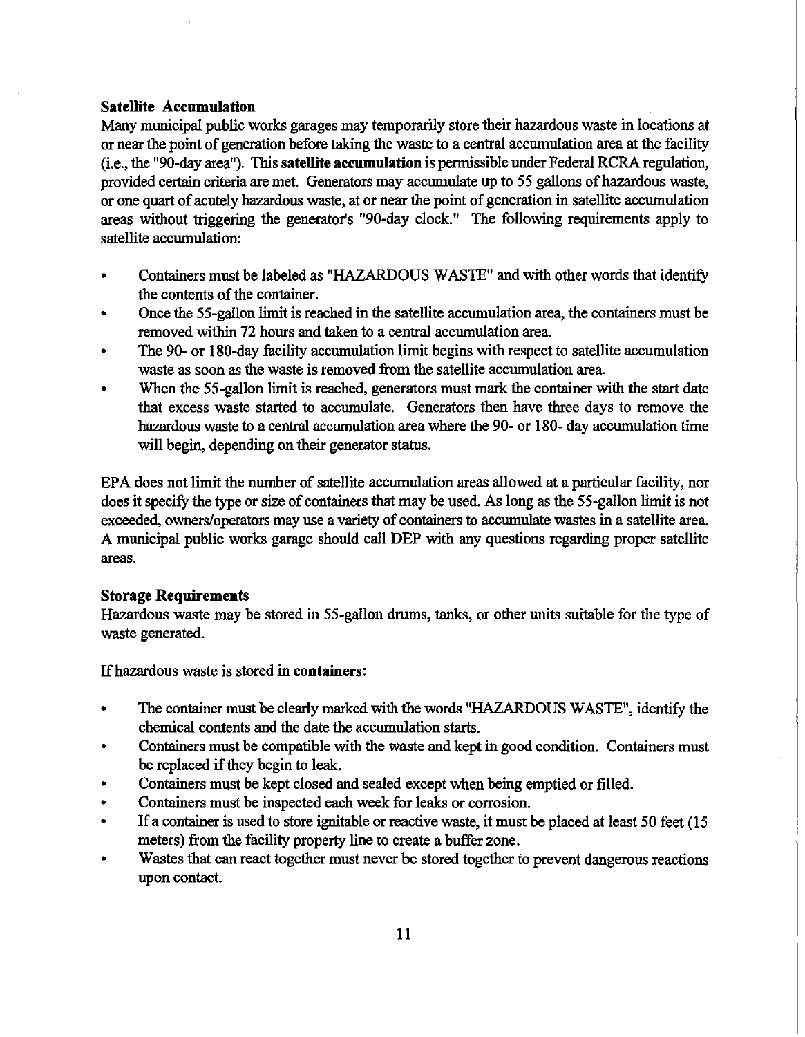**Satellite Accumulation**

Many municipal public works garages may temporarily store their hazardous waste in locations at or near the point of generation before taking the waste to a central accumulation area at the facility (i.e., the "90-day area"). This **satellite accumulation** is permissible under Federal RCRA regulation, provided certain criteria are met. Generators may accumulate up to 55 gallons of hazardous waste, or one quart of acutely hazardous waste, at or near the point of generation in satellite accumulation areas without triggering the generator's "90-day clock." The following requirements apply to satellite accumulation:

- Containers must be labeled as "HAZARDOUS WASTE" and with other words that identify the contents of the container.
- Once the 55-gallon limit is reached in the satellite accumulation area, the containers must be removed within 72 hours and taken to a central accumulation area.
- The 90- or 180-day facility accumulation limit begins with respect to satellite accumulation waste as soon as the waste is removed from the satellite accumulation area.
- When the 55-gallon limit is reached, generators must mark the container with the start date that excess waste started to accumulate. Generators then have three days to remove the hazardous waste to a central accumulation area where the 90- or 180- day accumulation time will begin, depending on their generator status.

EPA does not limit the number of satellite accumulation areas allowed at a particular facility, nor does it specify the type or size of containers that may be used. As long as the 55-gallon limit is not exceeded, owners/operators may use a variety of containers to accumulate wastes in a satellite area. A municipal public works garage should call DEP with any questions regarding proper satellite areas.

**Storage Requirements**

Hazardous waste may be stored in 55-gallon drums, tanks, or other units suitable for the type of waste generated.

If hazardous waste is stored in **containers**:

- The container must be clearly marked with the words "HAZARDOUS WASTE", identify the chemical contents and the date the accumulation starts.
- Containers must be compatible with the waste and kept in good condition. Containers must be replaced if they begin to leak.
- Containers must be kept closed and sealed except when being emptied or filled.
- Containers must be inspected each week for leaks or corrosion.
- If a container is used to store ignitable or reactive waste, it must be placed at least 50 feet (15 meters) from the facility property line to create a buffer zone.
- Wastes that can react together must never be stored together to prevent dangerous reactions upon contact.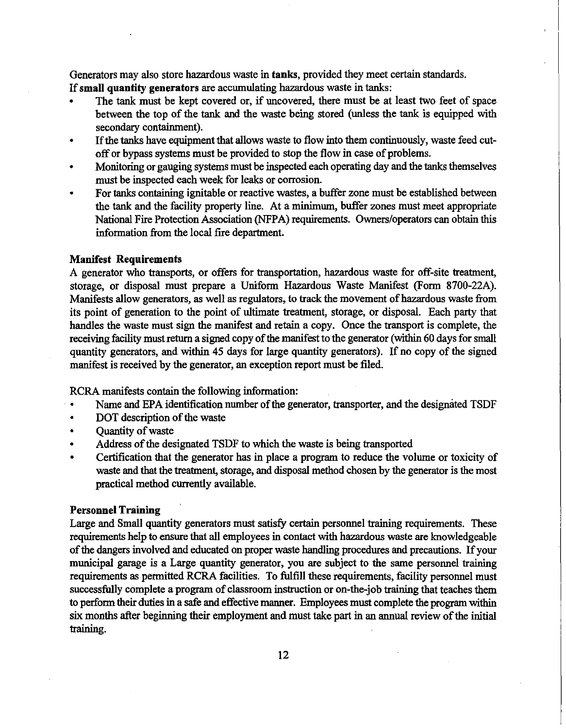Generators may also store hazardous waste in **tanks**, provided they meet certain standards.
If **small quantity generators** are accumulating hazardous waste in tanks:

- The tank must be kept covered or, if uncovered, there must be at least two feet of space between the top of the tank and the waste being stored (unless the tank is equipped with secondary containment).
- If the tanks have equipment that allows waste to flow into them continuously, waste feed cut-off or bypass systems must be provided to stop the flow in case of problems.
- Monitoring or gauging systems must be inspected each operating day and the tanks themselves must be inspected each week for leaks or corrosion.
- For tanks containing ignitable or reactive wastes, a buffer zone must be established between the tank and the facility property line. At a minimum, buffer zones must meet appropriate National Fire Protection Association (NFPA) requirements. Owners/operators can obtain this information from the local fire department.

### Manifest Requirements

A generator who transports, or offers for transportation, hazardous waste for off-site treatment, storage, or disposal must prepare a Uniform Hazardous Waste Manifest (Form 8700-22A). Manifests allow generators, as well as regulators, to track the movement of hazardous waste from its point of generation to the point of ultimate treatment, storage, or disposal. Each party that handles the waste must sign the manifest and retain a copy. Once the transport is complete, the receiving facility must return a signed copy of the manifest to the generator (within 60 days for small quantity generators, and within 45 days for large quantity generators). If no copy of the signed manifest is received by the generator, an exception report must be filed.

RCRA manifests contain the following information:

- Name and EPA identification number of the generator, transporter, and the designated TSDF
- DOT description of the waste
- Quantity of waste
- Address of the designated TSDF to which the waste is being transported
- Certification that the generator has in place a program to reduce the volume or toxicity of waste and that the treatment, storage, and disposal method chosen by the generator is the most practical method currently available.

### Personnel Training

Large and Small quantity generators must satisfy certain personnel training requirements. These requirements help to ensure that all employees in contact with hazardous waste are knowledgeable of the dangers involved and educated on proper waste handling procedures and precautions. If your municipal garage is a Large quantity generator, you are subject to the same personnel training requirements as permitted RCRA facilities. To fulfill these requirements, facility personnel must successfully complete a program of classroom instruction or on-the-job training that teaches them to perform their duties in a safe and effective manner. Employees must complete the program within six months after beginning their employment and must take part in an annual review of the initial training.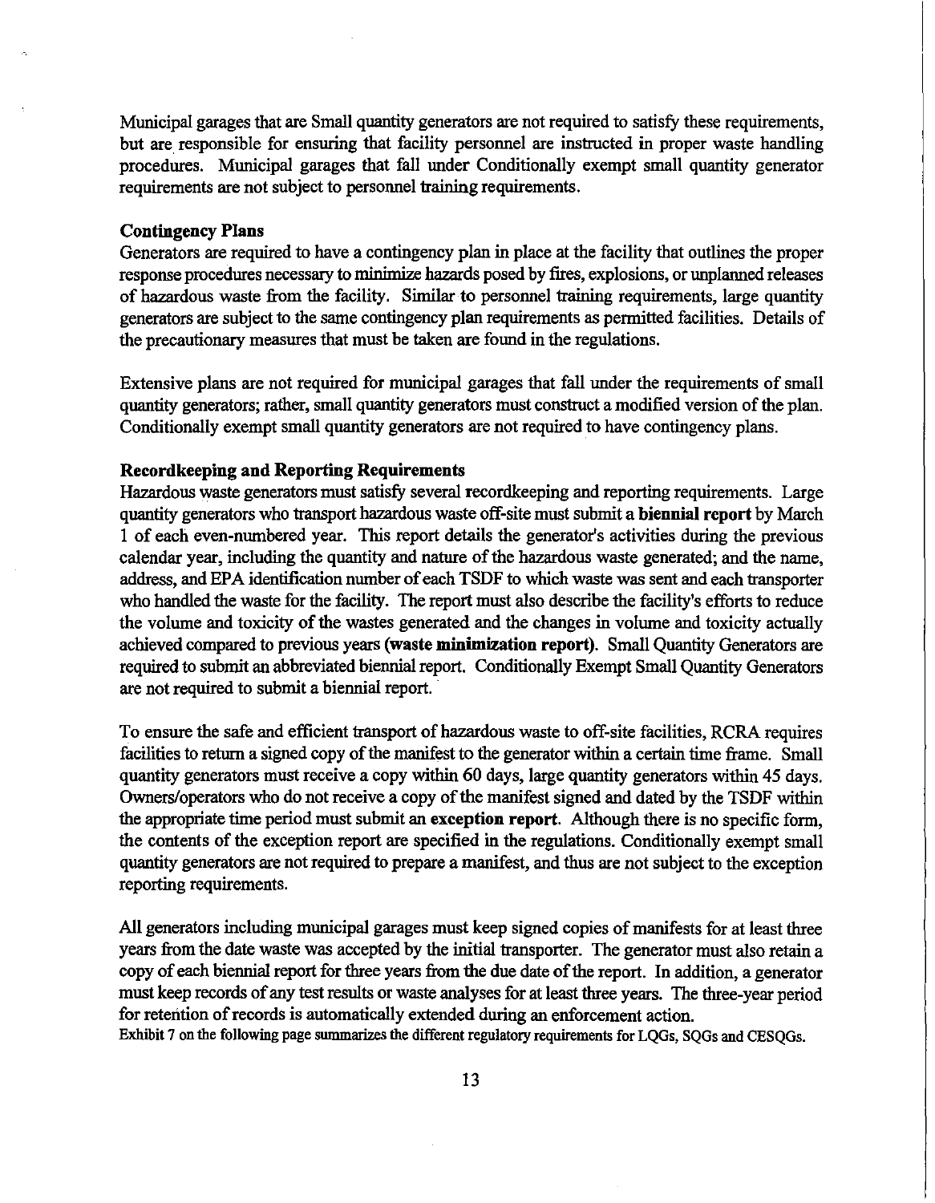Municipal garages that are Small quantity generators are not required to satisfy these requirements, but are responsible for ensuring that facility personnel are instructed in proper waste handling procedures. Municipal garages that fall under Conditionally exempt small quantity generator requirements are not subject to personnel training requirements.

**Contingency Plans**

Generators are required to have a contingency plan in place at the facility that outlines the proper response procedures necessary to minimize hazards posed by fires, explosions, or unplanned releases of hazardous waste from the facility. Similar to personnel training requirements, large quantity generators are subject to the same contingency plan requirements as permitted facilities. Details of the precautionary measures that must be taken are found in the regulations.

Extensive plans are not required for municipal garages that fall under the requirements of small quantity generators; rather, small quantity generators must construct a modified version of the plan. Conditionally exempt small quantity generators are not required to have contingency plans.

**Recordkeeping and Reporting Requirements**

Hazardous waste generators must satisfy several recordkeeping and reporting requirements. Large quantity generators who transport hazardous waste off-site must submit a **biennial report** by March 1 of each even-numbered year. This report details the generator's activities during the previous calendar year, including the quantity and nature of the hazardous waste generated; and the name, address, and EPA identification number of each TSDF to which waste was sent and each transporter who handled the waste for the facility. The report must also describe the facility's efforts to reduce the volume and toxicity of the wastes generated and the changes in volume and toxicity actually achieved compared to previous years **(waste minimization report)**. Small Quantity Generators are required to submit an abbreviated biennial report. Conditionally Exempt Small Quantity Generators are not required to submit a biennial report.

To ensure the safe and efficient transport of hazardous waste to off-site facilities, RCRA requires facilities to return a signed copy of the manifest to the generator within a certain time frame. Small quantity generators must receive a copy within 60 days, large quantity generators within 45 days. Owners/operators who do not receive a copy of the manifest signed and dated by the TSDF within the appropriate time period must submit an **exception report**. Although there is no specific form, the contents of the exception report are specified in the regulations. Conditionally exempt small quantity generators are not required to prepare a manifest, and thus are not subject to the exception reporting requirements.

All generators including municipal garages must keep signed copies of manifests for at least three years from the date waste was accepted by the initial transporter. The generator must also retain a copy of each biennial report for three years from the due date of the report. In addition, a generator must keep records of any test results or waste analyses for at least three years. The three-year period for retention of records is automatically extended during an enforcement action.

Exhibit 7 on the following page summarizes the different regulatory requirements for LQGs, SQGs and CESQGs.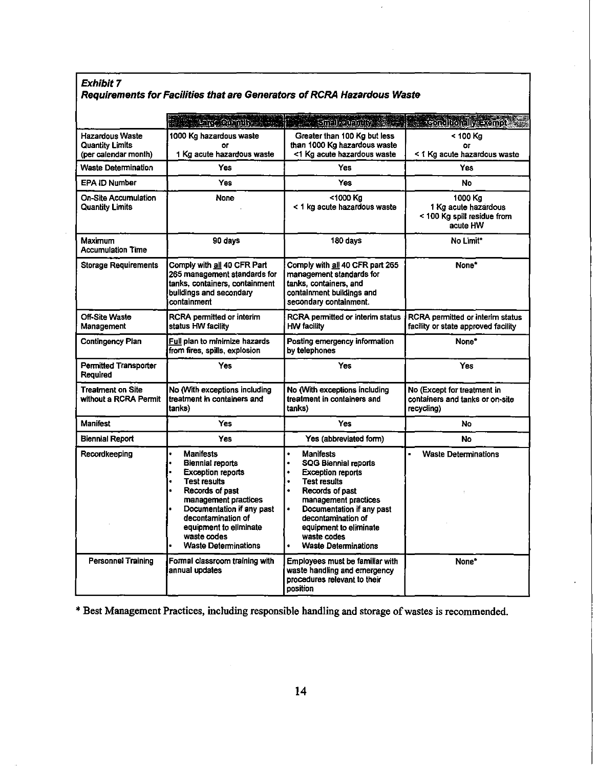***Exhibit 7***
***Requirements for Facilities that are Generators of RCRA Hazardous Waste***

| | Large Quantity | Small Quantity | Conditionally Exempt |
|---|---|---|---|
| Hazardous Waste Quantity Limits (per calendar month) | 1000 Kg hazardous waste or 1 Kg acute hazardous waste | Greater than 100 Kg but less than 1000 Kg hazardous waste <1 Kg acute hazardous waste | < 100 Kg or < 1 Kg acute hazardous waste |
| Waste Determination | Yes | Yes | Yes |
| EPA ID Number | Yes | Yes | No |
| On-Site Accumulation Quantity Limits | None | <1000 Kg < 1 kg acute hazardous waste | 1000 Kg 1 Kg acute hazardous < 100 Kg spill residue from acute HW |
| Maximum Accumulation Time | 90 days | 180 days | No Limit* |
| Storage Requirements | Comply with all 40 CFR Part 265 management standards for tanks, containers, containment buildings and secondary containment | Comply with all 40 CFR part 265 management standards for tanks, containers, and containment buildings and secondary containment. | None* |
| Off-Site Waste Management | RCRA permitted or interim status HW facility | RCRA permitted or interim status HW facility | RCRA permitted or interim status facility or state approved facility |
| Contingency Plan | Full plan to minimize hazards from fires, spills, explosion | Posting emergency information by telephones | None* |
| Permitted Transporter Required | Yes | Yes | Yes |
| Treatment on Site without a RCRA Permit | No (With exceptions including treatment in containers and tanks) | No (With exceptions including treatment in containers and tanks) | No (Except for treatment in containers and tanks or on-site recycling) |
| Manifest | Yes | Yes | No |
| Biennial Report | Yes | Yes (abbreviated form) | No |
| Recordkeeping | • Manifests<br>• Biennial reports<br>• Exception reports<br>• Test results<br>• Records of past management practices<br>• Documentation if any past decontamination of equipment to eliminate waste codes<br>• Waste Determinations | • Manifests<br>• SQG Biennial reports<br>• Exception reports<br>• Test results<br>• Records of past management practices<br>• Documentation if any past decontamination of equipment to eliminate waste codes<br>• Waste Determinations | • Waste Determinations |
| Personnel Training | Formal classroom training with annual updates | Employees must be familiar with waste handling and emergency procedures relevant to their position | None* |

\* Best Management Practices, including responsible handling and storage of wastes is recommended.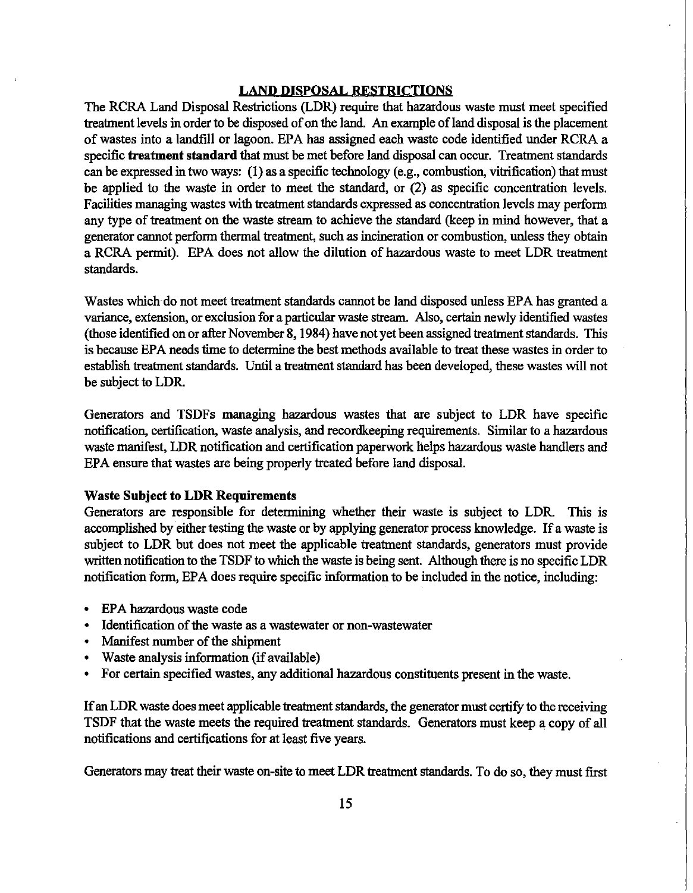## LAND DISPOSAL RESTRICTIONS

The RCRA Land Disposal Restrictions (LDR) require that hazardous waste must meet specified treatment levels in order to be disposed of on the land. An example of land disposal is the placement of wastes into a landfill or lagoon. EPA has assigned each waste code identified under RCRA a specific **treatment standard** that must be met before land disposal can occur. Treatment standards can be expressed in two ways: (1) as a specific technology (e.g., combustion, vitrification) that must be applied to the waste in order to meet the standard, or (2) as specific concentration levels. Facilities managing wastes with treatment standards expressed as concentration levels may perform any type of treatment on the waste stream to achieve the standard (keep in mind however, that a generator cannot perform thermal treatment, such as incineration or combustion, unless they obtain a RCRA permit). EPA does not allow the dilution of hazardous waste to meet LDR treatment standards.

Wastes which do not meet treatment standards cannot be land disposed unless EPA has granted a variance, extension, or exclusion for a particular waste stream. Also, certain newly identified wastes (those identified on or after November 8, 1984) have not yet been assigned treatment standards. This is because EPA needs time to determine the best methods available to treat these wastes in order to establish treatment standards. Until a treatment standard has been developed, these wastes will not be subject to LDR.

Generators and TSDFs managing hazardous wastes that are subject to LDR have specific notification, certification, waste analysis, and recordkeeping requirements. Similar to a hazardous waste manifest, LDR notification and certification paperwork helps hazardous waste handlers and EPA ensure that wastes are being properly treated before land disposal.

### Waste Subject to LDR Requirements

Generators are responsible for determining whether their waste is subject to LDR. This is accomplished by either testing the waste or by applying generator process knowledge. If a waste is subject to LDR but does not meet the applicable treatment standards, generators must provide written notification to the TSDF to which the waste is being sent. Although there is no specific LDR notification form, EPA does require specific information to be included in the notice, including:

- EPA hazardous waste code
- Identification of the waste as a wastewater or non-wastewater
- Manifest number of the shipment
- Waste analysis information (if available)
- For certain specified wastes, any additional hazardous constituents present in the waste.

If an LDR waste does meet applicable treatment standards, the generator must certify to the receiving TSDF that the waste meets the required treatment standards. Generators must keep a copy of all notifications and certifications for at least five years.

Generators may treat their waste on-site to meet LDR treatment standards. To do so, they must first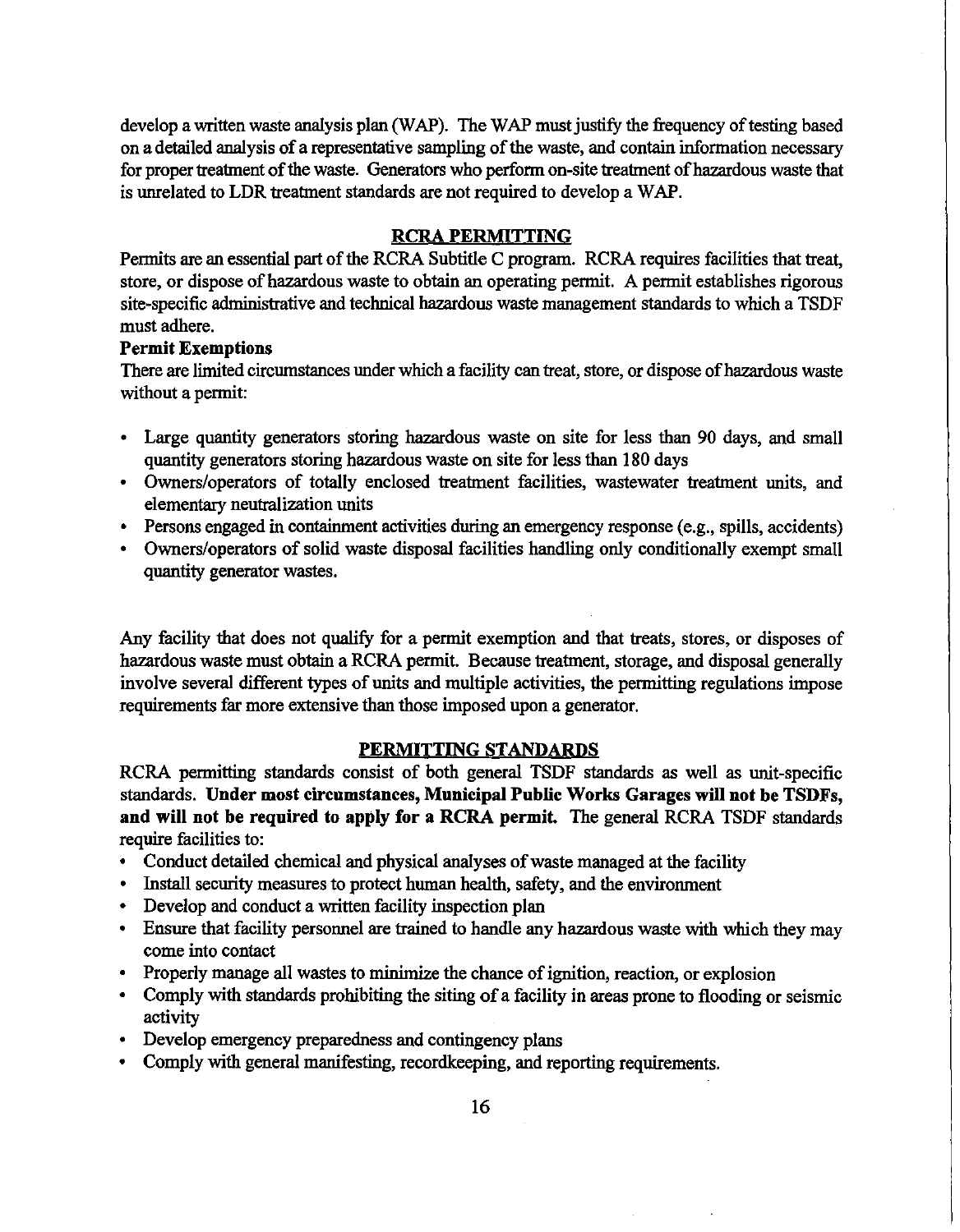develop a written waste analysis plan (WAP). The WAP must justify the frequency of testing based on a detailed analysis of a representative sampling of the waste, and contain information necessary for proper treatment of the waste. Generators who perform on-site treatment of hazardous waste that is unrelated to LDR treatment standards are not required to develop a WAP.

## RCRA PERMITTING

Permits are an essential part of the RCRA Subtitle C program. RCRA requires facilities that treat, store, or dispose of hazardous waste to obtain an operating permit. A permit establishes rigorous site-specific administrative and technical hazardous waste management standards to which a TSDF must adhere.

### Permit Exemptions

There are limited circumstances under which a facility can treat, store, or dispose of hazardous waste without a permit:

- Large quantity generators storing hazardous waste on site for less than 90 days, and small quantity generators storing hazardous waste on site for less than 180 days
- Owners/operators of totally enclosed treatment facilities, wastewater treatment units, and elementary neutralization units
- Persons engaged in containment activities during an emergency response (e.g., spills, accidents)
- Owners/operators of solid waste disposal facilities handling only conditionally exempt small quantity generator wastes.

Any facility that does not qualify for a permit exemption and that treats, stores, or disposes of hazardous waste must obtain a RCRA permit. Because treatment, storage, and disposal generally involve several different types of units and multiple activities, the permitting regulations impose requirements far more extensive than those imposed upon a generator.

## PERMITTING STANDARDS

RCRA permitting standards consist of both general TSDF standards as well as unit-specific standards. **Under most circumstances, Municipal Public Works Garages will not be TSDFs, and will not be required to apply for a RCRA permit.** The general RCRA TSDF standards require facilities to:

- Conduct detailed chemical and physical analyses of waste managed at the facility
- Install security measures to protect human health, safety, and the environment
- Develop and conduct a written facility inspection plan
- Ensure that facility personnel are trained to handle any hazardous waste with which they may come into contact
- Properly manage all wastes to minimize the chance of ignition, reaction, or explosion
- Comply with standards prohibiting the siting of a facility in areas prone to flooding or seismic activity
- Develop emergency preparedness and contingency plans
- Comply with general manifesting, recordkeeping, and reporting requirements.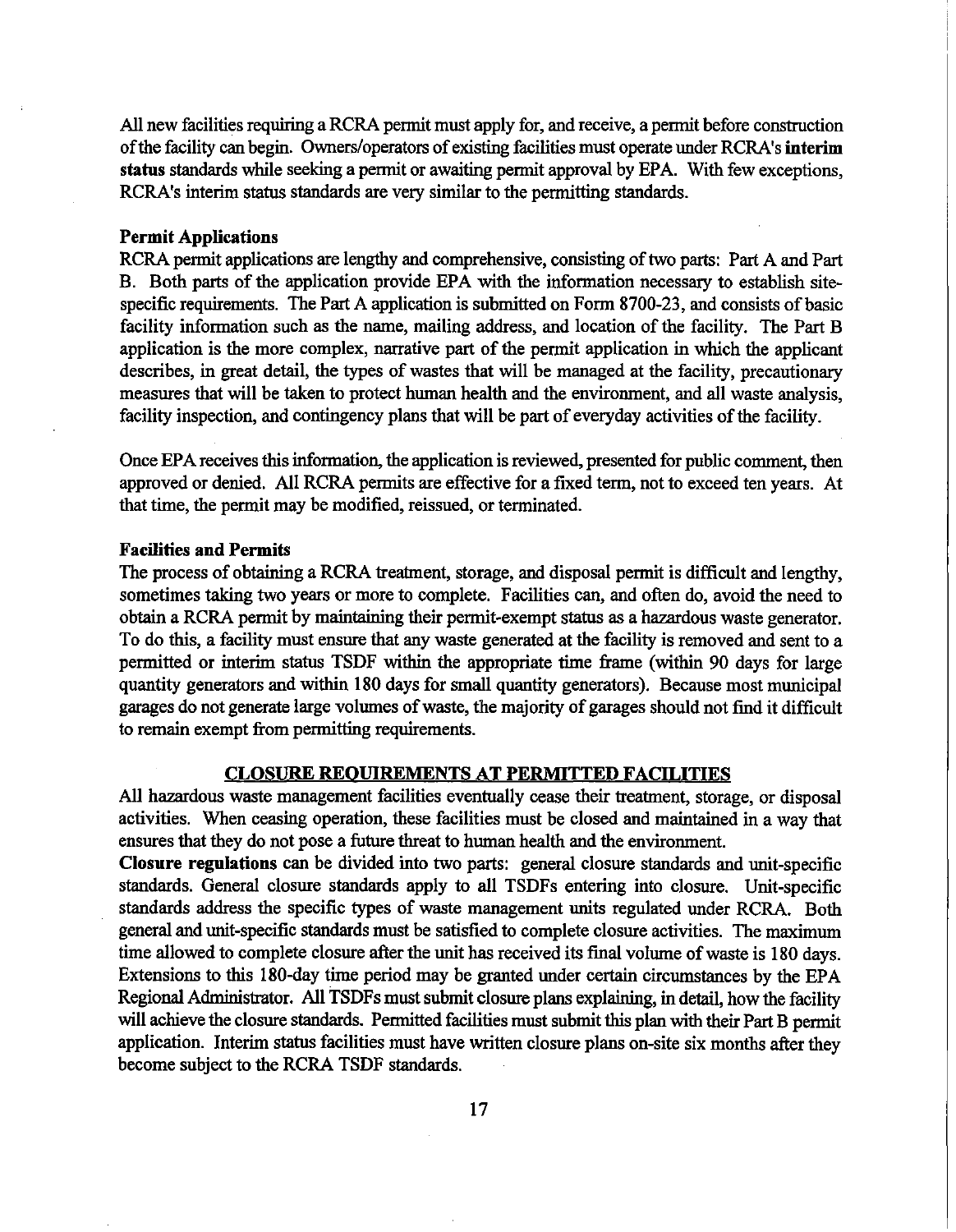All new facilities requiring a RCRA permit must apply for, and receive, a permit before construction of the facility can begin. Owners/operators of existing facilities must operate under RCRA's **interim status** standards while seeking a permit or awaiting permit approval by EPA. With few exceptions, RCRA's interim status standards are very similar to the permitting standards.

### Permit Applications

RCRA permit applications are lengthy and comprehensive, consisting of two parts: Part A and Part B. Both parts of the application provide EPA with the information necessary to establish site-specific requirements. The Part A application is submitted on Form 8700-23, and consists of basic facility information such as the name, mailing address, and location of the facility. The Part B application is the more complex, narrative part of the permit application in which the applicant describes, in great detail, the types of wastes that will be managed at the facility, precautionary measures that will be taken to protect human health and the environment, and all waste analysis, facility inspection, and contingency plans that will be part of everyday activities of the facility.

Once EPA receives this information, the application is reviewed, presented for public comment, then approved or denied. All RCRA permits are effective for a fixed term, not to exceed ten years. At that time, the permit may be modified, reissued, or terminated.

### Facilities and Permits

The process of obtaining a RCRA treatment, storage, and disposal permit is difficult and lengthy, sometimes taking two years or more to complete. Facilities can, and often do, avoid the need to obtain a RCRA permit by maintaining their permit-exempt status as a hazardous waste generator. To do this, a facility must ensure that any waste generated at the facility is removed and sent to a permitted or interim status TSDF within the appropriate time frame (within 90 days for large quantity generators and within 180 days for small quantity generators). Because most municipal garages do not generate large volumes of waste, the majority of garages should not find it difficult to remain exempt from permitting requirements.

## CLOSURE REQUIREMENTS AT PERMITTED FACILITIES

All hazardous waste management facilities eventually cease their treatment, storage, or disposal activities. When ceasing operation, these facilities must be closed and maintained in a way that ensures that they do not pose a future threat to human health and the environment.

**Closure regulations** can be divided into two parts: general closure standards and unit-specific standards. General closure standards apply to all TSDFs entering into closure. Unit-specific standards address the specific types of waste management units regulated under RCRA. Both general and unit-specific standards must be satisfied to complete closure activities. The maximum time allowed to complete closure after the unit has received its final volume of waste is 180 days. Extensions to this 180-day time period may be granted under certain circumstances by the EPA Regional Administrator. All TSDFs must submit closure plans explaining, in detail, how the facility will achieve the closure standards. Permitted facilities must submit this plan with their Part B permit application. Interim status facilities must have written closure plans on-site six months after they become subject to the RCRA TSDF standards.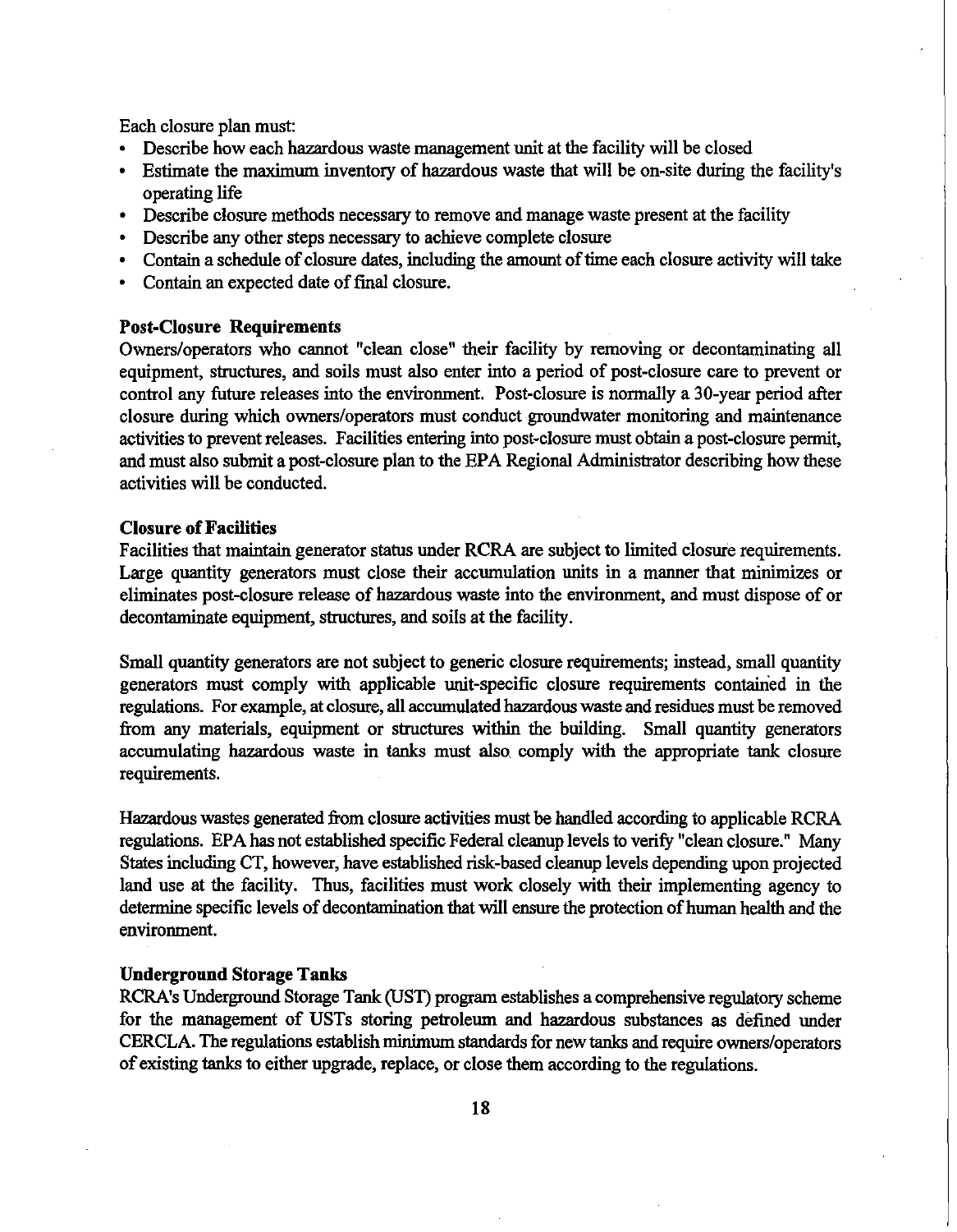Each closure plan must:

- Describe how each hazardous waste management unit at the facility will be closed
- Estimate the maximum inventory of hazardous waste that will be on-site during the facility's operating life
- Describe closure methods necessary to remove and manage waste present at the facility
- Describe any other steps necessary to achieve complete closure
- Contain a schedule of closure dates, including the amount of time each closure activity will take
- Contain an expected date of final closure.

### Post-Closure Requirements

Owners/operators who cannot "clean close" their facility by removing or decontaminating all equipment, structures, and soils must also enter into a period of post-closure care to prevent or control any future releases into the environment. Post-closure is normally a 30-year period after closure during which owners/operators must conduct groundwater monitoring and maintenance activities to prevent releases. Facilities entering into post-closure must obtain a post-closure permit, and must also submit a post-closure plan to the EPA Regional Administrator describing how these activities will be conducted.

### Closure of Facilities

Facilities that maintain generator status under RCRA are subject to limited closure requirements. Large quantity generators must close their accumulation units in a manner that minimizes or eliminates post-closure release of hazardous waste into the environment, and must dispose of or decontaminate equipment, structures, and soils at the facility.

Small quantity generators are not subject to generic closure requirements; instead, small quantity generators must comply with applicable unit-specific closure requirements contained in the regulations. For example, at closure, all accumulated hazardous waste and residues must be removed from any materials, equipment or structures within the building. Small quantity generators accumulating hazardous waste in tanks must also comply with the appropriate tank closure requirements.

Hazardous wastes generated from closure activities must be handled according to applicable RCRA regulations. EPA has not established specific Federal cleanup levels to verify "clean closure." Many States including CT, however, have established risk-based cleanup levels depending upon projected land use at the facility. Thus, facilities must work closely with their implementing agency to determine specific levels of decontamination that will ensure the protection of human health and the environment.

### Underground Storage Tanks

RCRA's Underground Storage Tank (UST) program establishes a comprehensive regulatory scheme for the management of USTs storing petroleum and hazardous substances as defined under CERCLA. The regulations establish minimum standards for new tanks and require owners/operators of existing tanks to either upgrade, replace, or close them according to the regulations.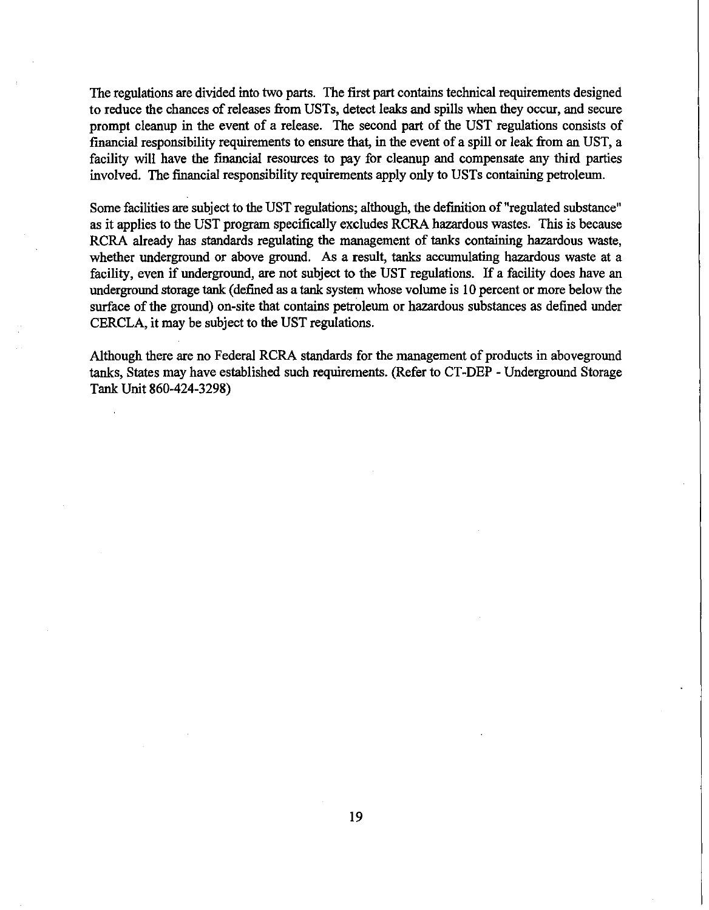The regulations are divided into two parts. The first part contains technical requirements designed to reduce the chances of releases from USTs, detect leaks and spills when they occur, and secure prompt cleanup in the event of a release. The second part of the UST regulations consists of financial responsibility requirements to ensure that, in the event of a spill or leak from an UST, a facility will have the financial resources to pay for cleanup and compensate any third parties involved. The financial responsibility requirements apply only to USTs containing petroleum.

Some facilities are subject to the UST regulations; although, the definition of "regulated substance" as it applies to the UST program specifically excludes RCRA hazardous wastes. This is because RCRA already has standards regulating the management of tanks containing hazardous waste, whether underground or above ground. As a result, tanks accumulating hazardous waste at a facility, even if underground, are not subject to the UST regulations. If a facility does have an underground storage tank (defined as a tank system whose volume is 10 percent or more below the surface of the ground) on-site that contains petroleum or hazardous substances as defined under CERCLA, it may be subject to the UST regulations.

Although there are no Federal RCRA standards for the management of products in aboveground tanks, States may have established such requirements. (Refer to CT-DEP - Underground Storage Tank Unit 860-424-3298)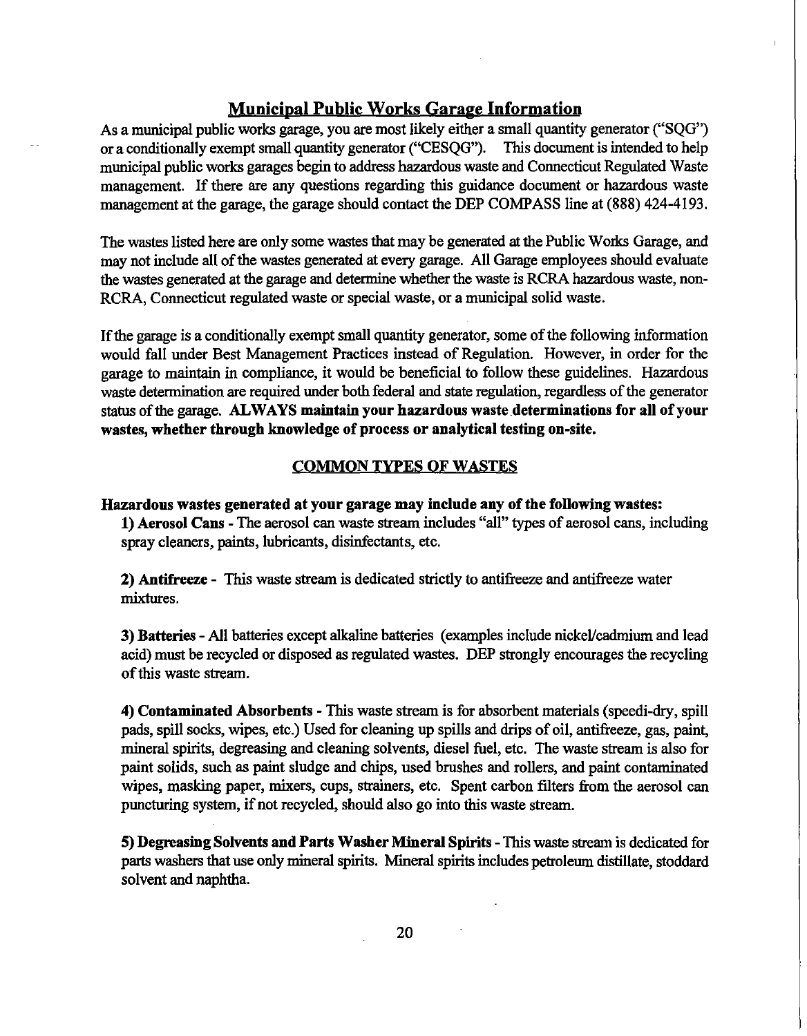## Municipal Public Works Garage Information

As a municipal public works garage, you are most likely either a small quantity generator ("SQG") or a conditionally exempt small quantity generator ("CESQG"). This document is intended to help municipal public works garages begin to address hazardous waste and Connecticut Regulated Waste management. If there are any questions regarding this guidance document or hazardous waste management at the garage, the garage should contact the DEP COMPASS line at (888) 424-4193.

The wastes listed here are only some wastes that may be generated at the Public Works Garage, and may not include all of the wastes generated at every garage. All Garage employees should evaluate the wastes generated at the garage and determine whether the waste is RCRA hazardous waste, non-RCRA, Connecticut regulated waste or special waste, or a municipal solid waste.

If the garage is a conditionally exempt small quantity generator, some of the following information would fall under Best Management Practices instead of Regulation. However, in order for the garage to maintain in compliance, it would be beneficial to follow these guidelines. Hazardous waste determination are required under both federal and state regulation, regardless of the generator status of the garage. **ALWAYS maintain your hazardous waste determinations for all of your wastes, whether through knowledge of process or analytical testing on-site.**

### COMMON TYPES OF WASTES

**Hazardous wastes generated at your garage may include any of the following wastes:**

**1) Aerosol Cans** - The aerosol can waste stream includes "all" types of aerosol cans, including spray cleaners, paints, lubricants, disinfectants, etc.

**2) Antifreeze** - This waste stream is dedicated strictly to antifreeze and antifreeze water mixtures.

**3) Batteries** - All batteries except alkaline batteries (examples include nickel/cadmium and lead acid) must be recycled or disposed as regulated wastes. DEP strongly encourages the recycling of this waste stream.

**4) Contaminated Absorbents** - This waste stream is for absorbent materials (speedi-dry, spill pads, spill socks, wipes, etc.) Used for cleaning up spills and drips of oil, antifreeze, gas, paint, mineral spirits, degreasing and cleaning solvents, diesel fuel, etc. The waste stream is also for paint solids, such as paint sludge and chips, used brushes and rollers, and paint contaminated wipes, masking paper, mixers, cups, strainers, etc. Spent carbon filters from the aerosol can puncturing system, if not recycled, should also go into this waste stream.

**5) Degreasing Solvents and Parts Washer Mineral Spirits** - This waste stream is dedicated for parts washers that use only mineral spirits. Mineral spirits includes petroleum distillate, stoddard solvent and naphtha.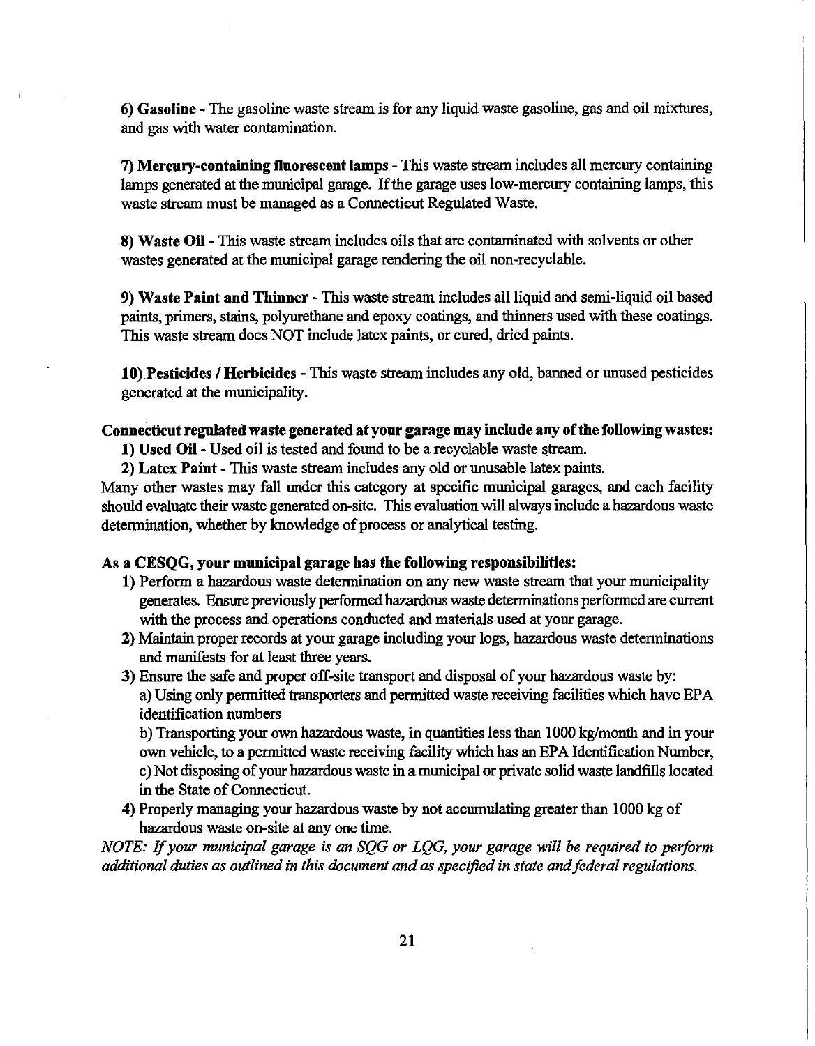**6) Gasoline** - The gasoline waste stream is for any liquid waste gasoline, gas and oil mixtures, and gas with water contamination.

**7) Mercury-containing fluorescent lamps** - This waste stream includes all mercury containing lamps generated at the municipal garage. If the garage uses low-mercury containing lamps, this waste stream must be managed as a Connecticut Regulated Waste.

**8) Waste Oil** - This waste stream includes oils that are contaminated with solvents or other wastes generated at the municipal garage rendering the oil non-recyclable.

**9) Waste Paint and Thinner** - This waste stream includes all liquid and semi-liquid oil based paints, primers, stains, polyurethane and epoxy coatings, and thinners used with these coatings. This waste stream does NOT include latex paints, or cured, dried paints.

**10) Pesticides / Herbicides** - This waste stream includes any old, banned or unused pesticides generated at the municipality.

**Connecticut regulated waste generated at your garage may include any of the following wastes:**

1) **Used Oil** - Used oil is tested and found to be a recyclable waste stream.
2) **Latex Paint** - This waste stream includes any old or unusable latex paints.

Many other wastes may fall under this category at specific municipal garages, and each facility should evaluate their waste generated on-site. This evaluation will always include a hazardous waste determination, whether by knowledge of process or analytical testing.

**As a CESQG, your municipal garage has the following responsibilities:**

1) Perform a hazardous waste determination on any new waste stream that your municipality generates. Ensure previously performed hazardous waste determinations performed are current with the process and operations conducted and materials used at your garage.
2) Maintain proper records at your garage including your logs, hazardous waste determinations and manifests for at least three years.
3) Ensure the safe and proper off-site transport and disposal of your hazardous waste by:
   a) Using only permitted transporters and permitted waste receiving facilities which have EPA identification numbers
   b) Transporting your own hazardous waste, in quantities less than 1000 kg/month and in your own vehicle, to a permitted waste receiving facility which has an EPA Identification Number,
   c) Not disposing of your hazardous waste in a municipal or private solid waste landfills located in the State of Connecticut.
4) Properly managing your hazardous waste by not accumulating greater than 1000 kg of hazardous waste on-site at any one time.

*NOTE: If your municipal garage is an SQG or LQG, your garage will be required to perform additional duties as outlined in this document and as specified in state and federal regulations.*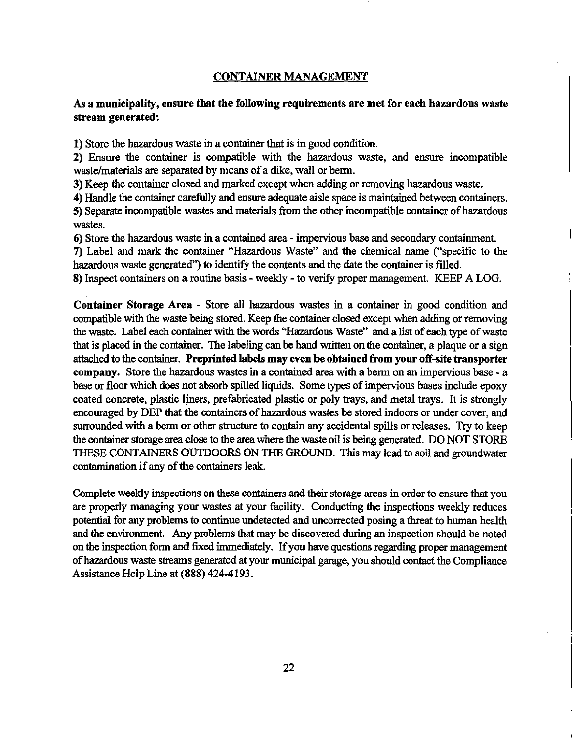## CONTAINER MANAGEMENT

**As a municipality, ensure that the following requirements are met for each hazardous waste stream generated:**

**1)** Store the hazardous waste in a container that is in good condition.
**2)** Ensure the container is compatible with the hazardous waste, and ensure incompatible waste/materials are separated by means of a dike, wall or berm.
**3)** Keep the container closed and marked except when adding or removing hazardous waste.
**4)** Handle the container carefully and ensure adequate aisle space is maintained between containers.
**5)** Separate incompatible wastes and materials from the other incompatible container of hazardous wastes.
**6)** Store the hazardous waste in a contained area - impervious base and secondary containment.
**7)** Label and mark the container "Hazardous Waste" and the chemical name ("specific to the hazardous waste generated") to identify the contents and the date the container is filled.
**8)** Inspect containers on a routine basis - weekly - to verify proper management. KEEP A LOG.

**Container Storage Area** - Store all hazardous wastes in a container in good condition and compatible with the waste being stored. Keep the container closed except when adding or removing the waste. Label each container with the words "Hazardous Waste" and a list of each type of waste that is placed in the container. The labeling can be hand written on the container, a plaque or a sign attached to the container. **Preprinted labels may even be obtained from your off-site transporter company.** Store the hazardous wastes in a contained area with a berm on an impervious base - a base or floor which does not absorb spilled liquids. Some types of impervious bases include epoxy coated concrete, plastic liners, prefabricated plastic or poly trays, and metal trays. It is strongly encouraged by DEP that the containers of hazardous wastes be stored indoors or under cover, and surrounded with a berm or other structure to contain any accidental spills or releases. Try to keep the container storage area close to the area where the waste oil is being generated. DO NOT STORE THESE CONTAINERS OUTDOORS ON THE GROUND. This may lead to soil and groundwater contamination if any of the containers leak.

Complete weekly inspections on these containers and their storage areas in order to ensure that you are properly managing your wastes at your facility. Conducting the inspections weekly reduces potential for any problems to continue undetected and uncorrected posing a threat to human health and the environment. Any problems that may be discovered during an inspection should be noted on the inspection form and fixed immediately. If you have questions regarding proper management of hazardous waste streams generated at your municipal garage, you should contact the Compliance Assistance Help Line at (888) 424-4193.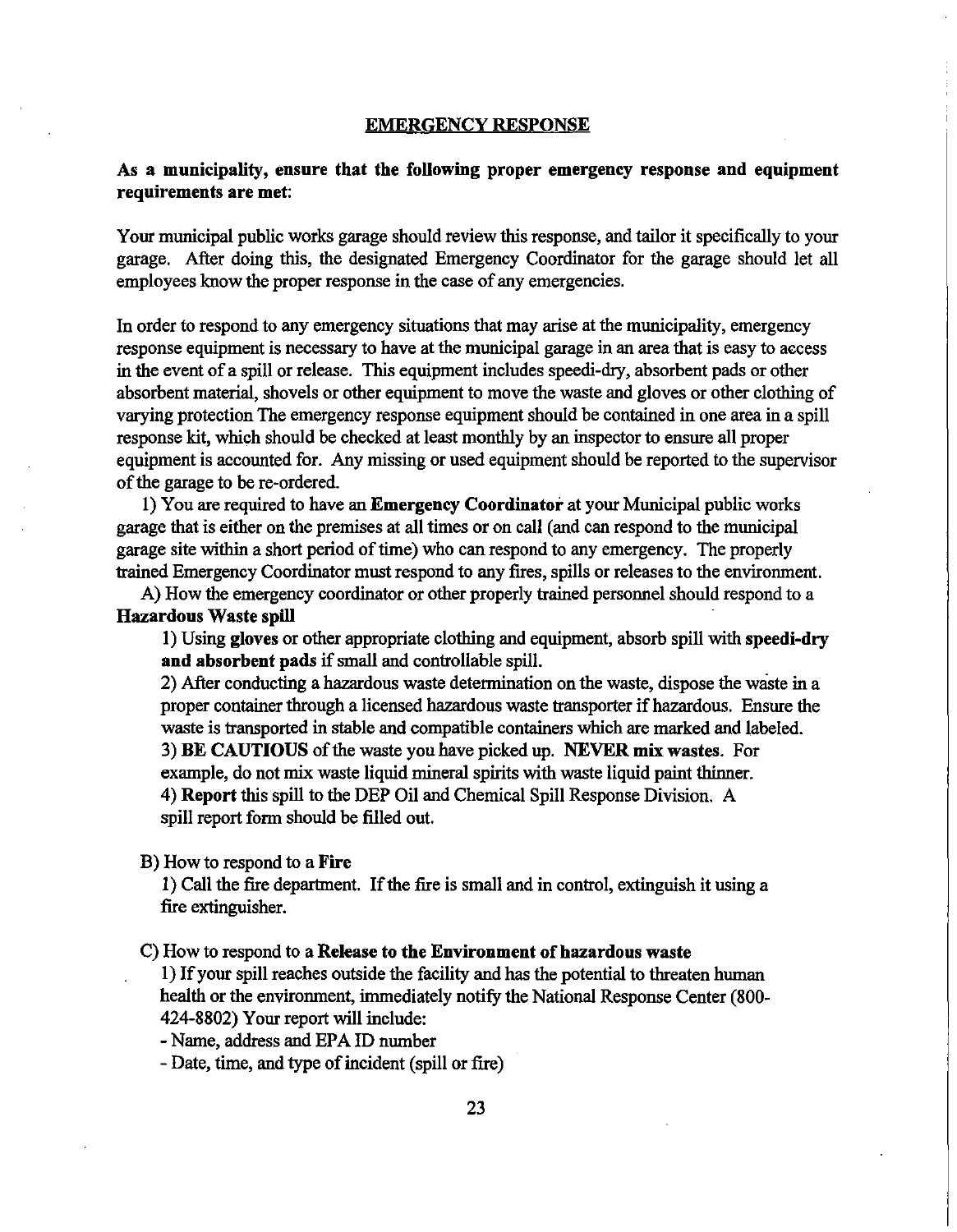## EMERGENCY RESPONSE

**As a municipality, ensure that the following proper emergency response and equipment requirements are met:**

Your municipal public works garage should review this response, and tailor it specifically to your garage. After doing this, the designated Emergency Coordinator for the garage should let all employees know the proper response in the case of any emergencies.

In order to respond to any emergency situations that may arise at the municipality, emergency response equipment is necessary to have at the municipal garage in an area that is easy to access in the event of a spill or release. This equipment includes speedi-dry, absorbent pads or other absorbent material, shovels or other equipment to move the waste and gloves or other clothing of varying protection The emergency response equipment should be contained in one area in a spill response kit, which should be checked at least monthly by an inspector to ensure all proper equipment is accounted for. Any missing or used equipment should be reported to the supervisor of the garage to be re-ordered.

1) You are required to have an **Emergency Coordinator** at your Municipal public works garage that is either on the premises at all times or on call (and can respond to the municipal garage site within a short period of time) who can respond to any emergency. The properly trained Emergency Coordinator must respond to any fires, spills or releases to the environment.

A) How the emergency coordinator or other properly trained personnel should respond to a **Hazardous Waste spill**

1) Using **gloves** or other appropriate clothing and equipment, absorb spill with **speedi-dry and absorbent pads** if small and controllable spill.

2) After conducting a hazardous waste determination on the waste, dispose the waste in a proper container through a licensed hazardous waste transporter if hazardous. Ensure the waste is transported in stable and compatible containers which are marked and labeled.

3) **BE CAUTIOUS** of the waste you have picked up. **NEVER mix wastes**. For example, do not mix waste liquid mineral spirits with waste liquid paint thinner.

4) **Report** this spill to the DEP Oil and Chemical Spill Response Division. A spill report form should be filled out.

B) How to respond to a **Fire**

1) Call the fire department. If the fire is small and in control, extinguish it using a fire extinguisher.

C) How to respond to a **Release to the Environment of hazardous waste**

1) If your spill reaches outside the facility and has the potential to threaten human health or the environment, immediately notify the National Response Center (800-424-8802) Your report will include:

- Name, address and EPA ID number
- Date, time, and type of incident (spill or fire)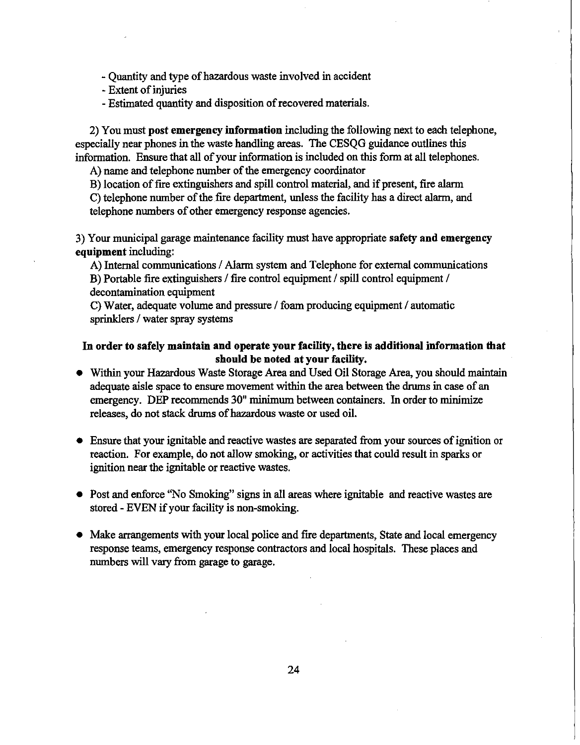- Quantity and type of hazardous waste involved in accident
- Extent of injuries
- Estimated quantity and disposition of recovered materials.

2) You must **post emergency information** including the following next to each telephone, especially near phones in the waste handling areas. The CESQG guidance outlines this information. Ensure that all of your information is included on this form at all telephones.

A) name and telephone number of the emergency coordinator

B) location of fire extinguishers and spill control material, and if present, fire alarm

C) telephone number of the fire department, unless the facility has a direct alarm, and telephone numbers of other emergency response agencies.

3) Your municipal garage maintenance facility must have appropriate **safety and emergency equipment** including:

A) Internal communications / Alarm system and Telephone for external communications

B) Portable fire extinguishers / fire control equipment / spill control equipment / decontamination equipment

C) Water, adequate volume and pressure / foam producing equipment / automatic sprinklers / water spray systems

**In order to safely maintain and operate your facility, there is additional information that should be noted at your facility.**

- Within your Hazardous Waste Storage Area and Used Oil Storage Area, you should maintain adequate aisle space to ensure movement within the area between the drums in case of an emergency. DEP recommends 30" minimum between containers. In order to minimize releases, do not stack drums of hazardous waste or used oil.

- Ensure that your ignitable and reactive wastes are separated from your sources of ignition or reaction. For example, do not allow smoking, or activities that could result in sparks or ignition near the ignitable or reactive wastes.

- Post and enforce "No Smoking" signs in all areas where ignitable and reactive wastes are stored - EVEN if your facility is non-smoking.

- Make arrangements with your local police and fire departments, State and local emergency response teams, emergency response contractors and local hospitals. These places and numbers will vary from garage to garage.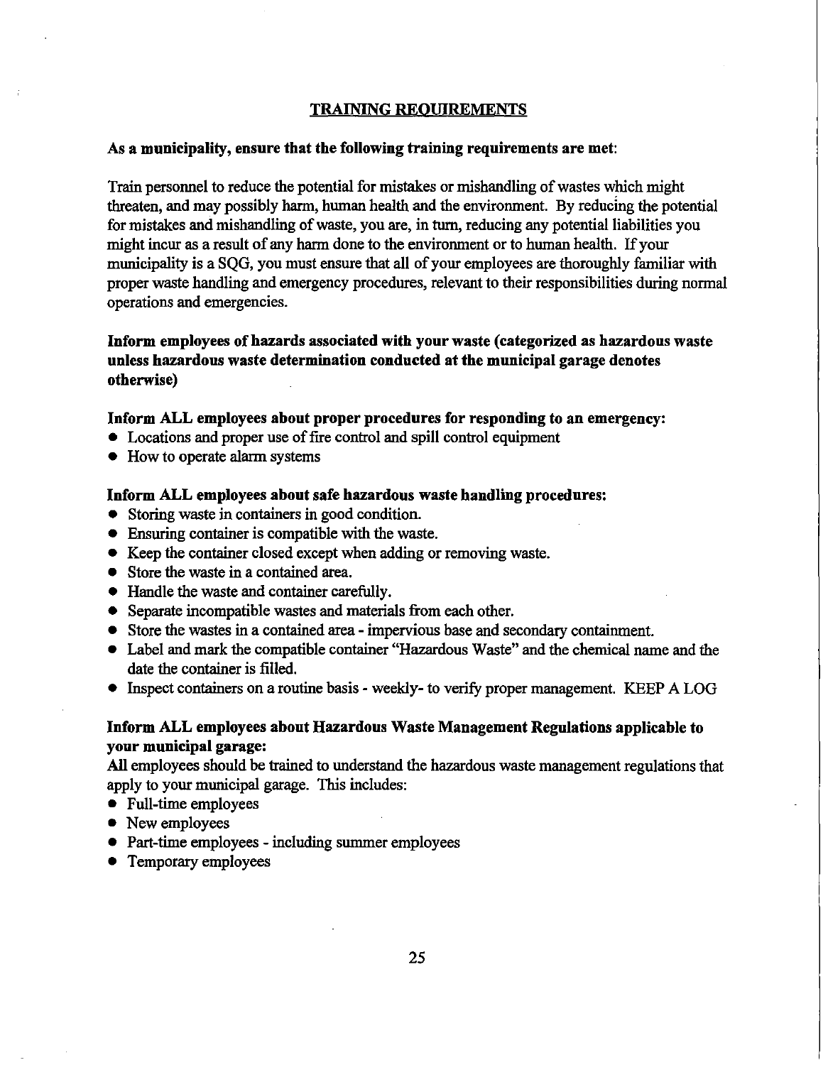## TRAINING REQUIREMENTS

**As a municipality, ensure that the following training requirements are met:**

Train personnel to reduce the potential for mistakes or mishandling of wastes which might threaten, and may possibly harm, human health and the environment. By reducing the potential for mistakes and mishandling of waste, you are, in turn, reducing any potential liabilities you might incur as a result of any harm done to the environment or to human health. If your municipality is a SQG, you must ensure that all of your employees are thoroughly familiar with proper waste handling and emergency procedures, relevant to their responsibilities during normal operations and emergencies.

**Inform employees of hazards associated with your waste (categorized as hazardous waste unless hazardous waste determination conducted at the municipal garage denotes otherwise)**

**Inform ALL employees about proper procedures for responding to an emergency:**

- Locations and proper use of fire control and spill control equipment
- How to operate alarm systems

**Inform ALL employees about safe hazardous waste handling procedures:**

- Storing waste in containers in good condition.
- Ensuring container is compatible with the waste.
- Keep the container closed except when adding or removing waste.
- Store the waste in a contained area.
- Handle the waste and container carefully.
- Separate incompatible wastes and materials from each other.
- Store the wastes in a contained area - impervious base and secondary containment.
- Label and mark the compatible container "Hazardous Waste" and the chemical name and the date the container is filled.
- Inspect containers on a routine basis - weekly- to verify proper management. KEEP A LOG

**Inform ALL employees about Hazardous Waste Management Regulations applicable to your municipal garage:**

All employees should be trained to understand the hazardous waste management regulations that apply to your municipal garage. This includes:

- Full-time employees
- New employees
- Part-time employees - including summer employees
- Temporary employees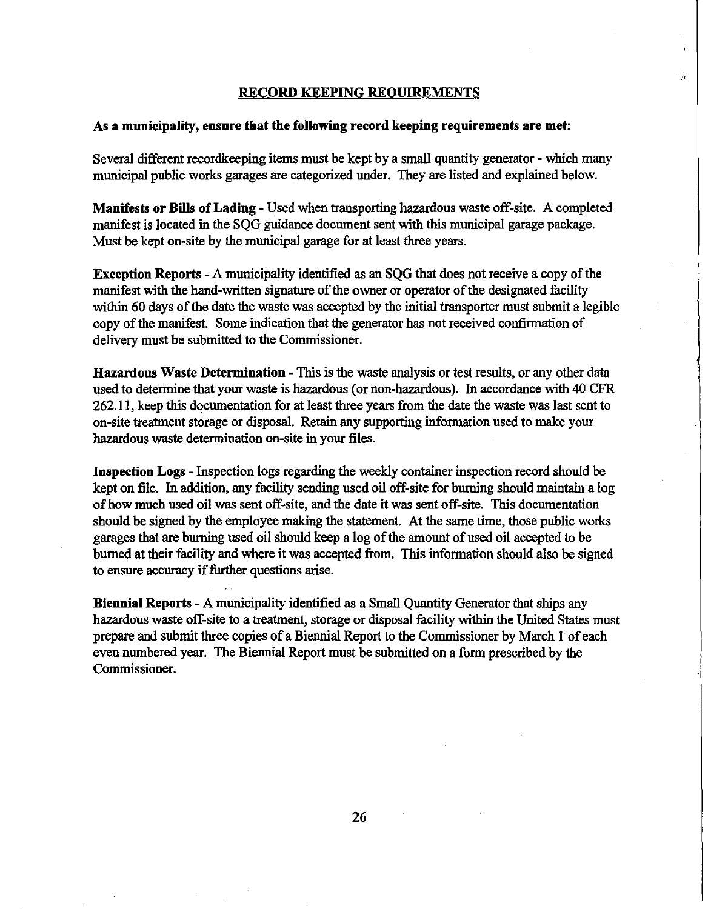## RECORD KEEPING REQUIREMENTS

**As a municipality, ensure that the following record keeping requirements are met:**

Several different recordkeeping items must be kept by a small quantity generator - which many municipal public works garages are categorized under. They are listed and explained below.

**Manifests or Bills of Lading** - Used when transporting hazardous waste off-site. A completed manifest is located in the SQG guidance document sent with this municipal garage package. Must be kept on-site by the municipal garage for at least three years.

**Exception Reports** - A municipality identified as an SQG that does not receive a copy of the manifest with the hand-written signature of the owner or operator of the designated facility within 60 days of the date the waste was accepted by the initial transporter must submit a legible copy of the manifest. Some indication that the generator has not received confirmation of delivery must be submitted to the Commissioner.

**Hazardous Waste Determination** - This is the waste analysis or test results, or any other data used to determine that your waste is hazardous (or non-hazardous). In accordance with 40 CFR 262.11, keep this documentation for at least three years from the date the waste was last sent to on-site treatment storage or disposal. Retain any supporting information used to make your hazardous waste determination on-site in your files.

**Inspection Logs** - Inspection logs regarding the weekly container inspection record should be kept on file. In addition, any facility sending used oil off-site for burning should maintain a log of how much used oil was sent off-site, and the date it was sent off-site. This documentation should be signed by the employee making the statement. At the same time, those public works garages that are burning used oil should keep a log of the amount of used oil accepted to be burned at their facility and where it was accepted from. This information should also be signed to ensure accuracy if further questions arise.

**Biennial Reports** - A municipality identified as a Small Quantity Generator that ships any hazardous waste off-site to a treatment, storage or disposal facility within the United States must prepare and submit three copies of a Biennial Report to the Commissioner by March 1 of each even numbered year. The Biennial Report must be submitted on a form prescribed by the Commissioner.